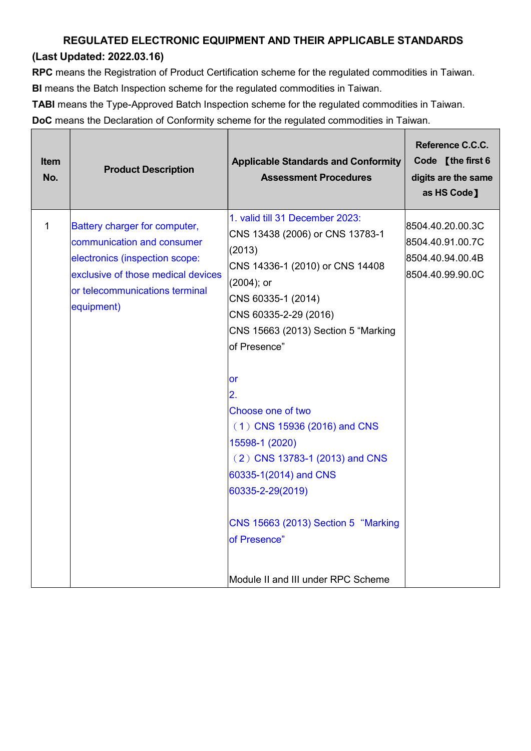# REGULATED ELECTRONIC EQUIPMENT AND THEIR APPLICABLE STANDARDS

**(Last Updated: 2022.03.16)**

**RPC** means the Registration of Product Certification scheme for the regulated commodities in Taiwan.

**BI** means the Batch Inspection scheme for the regulated commodities in Taiwan.

**TABI** means the Type-Approved Batch Inspection scheme for the regulated commodities in Taiwan.

**DoC** means the Declaration of Conformity scheme for the regulated commodities in Taiwan.

| Item No. | Product Description | Applicable Standards and Conformity Assessment Procedures | Reference C.C.C. Code 【the first 6 digits are the same as HS Code】 |
|---|---|---|---|
| 1 | Battery charger for computer, communication and consumer electronics (inspection scope: exclusive of those medical devices or telecommunications terminal equipment) | 1. valid till 31 December 2023:<br>CNS 13438 (2006) or CNS 13783-1 (2013)<br>CNS 14336-1 (2010) or CNS 14408 (2004); or<br>CNS 60335-1 (2014)<br>CNS 60335-2-29 (2016)<br>CNS 15663 (2013) Section 5 "Marking of Presence"<br><br>or<br>2.<br>Choose one of two<br>（1）CNS 15936 (2016) and CNS 15598-1 (2020)<br>（2）CNS 13783-1 (2013) and CNS 60335-1(2014) and CNS 60335-2-29(2019)<br><br>CNS 15663 (2013) Section 5 "Marking of Presence"<br><br>Module II and III under RPC Scheme | 8504.40.20.00.3C<br>8504.40.91.00.7C<br>8504.40.94.00.4B<br>8504.40.99.90.0C |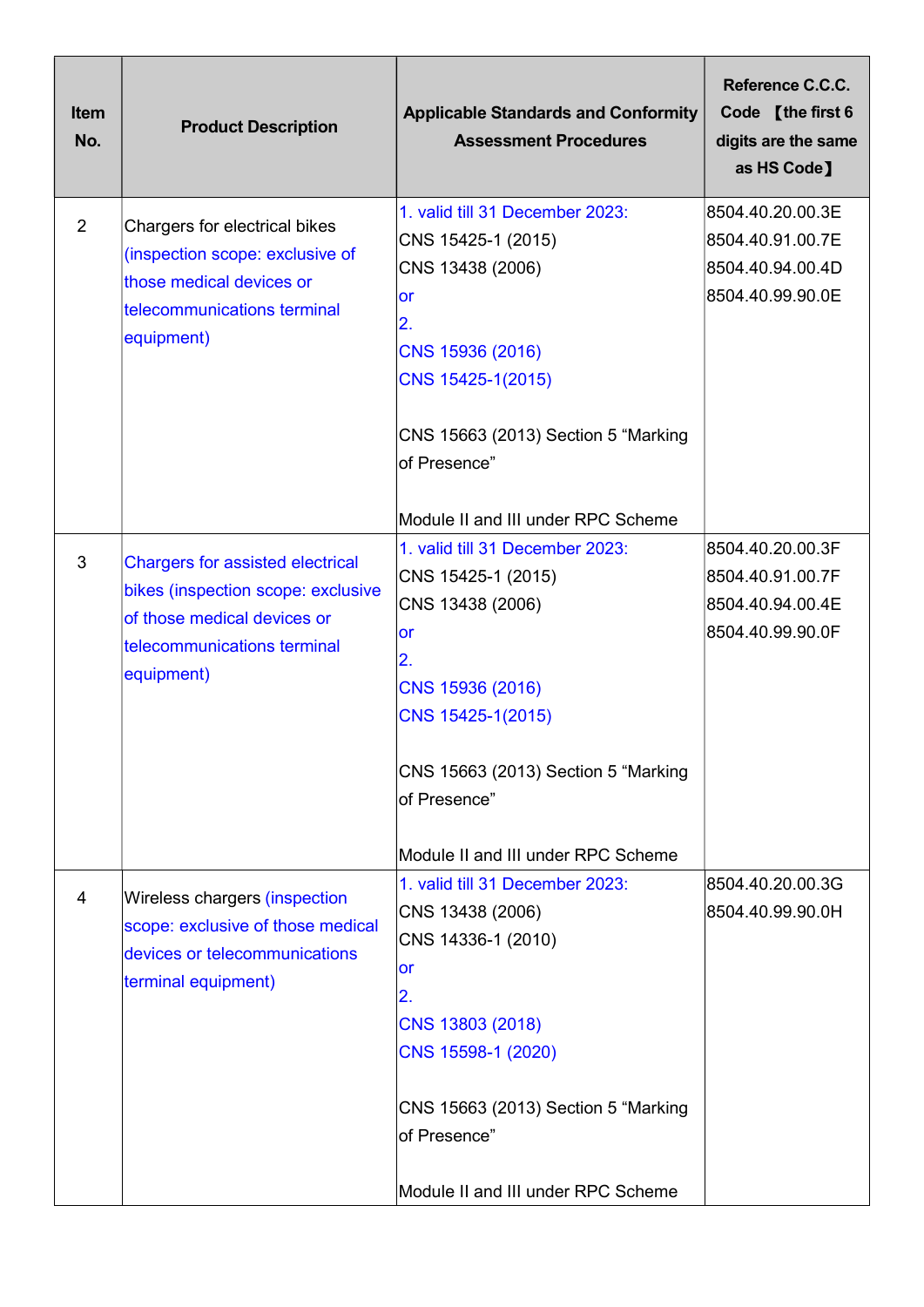| Item No. | Product Description | Applicable Standards and Conformity Assessment Procedures | Reference C.C.C. Code 【the first 6 digits are the same as HS Code】 |
|---|---|---|---|
| 2 | Chargers for electrical bikes (inspection scope: exclusive of those medical devices or telecommunications terminal equipment) | 1. valid till 31 December 2023:<br>CNS 15425-1 (2015)<br>CNS 13438 (2006)<br>or<br>2.<br>CNS 15936 (2016)<br>CNS 15425-1(2015)<br><br>CNS 15663 (2013) Section 5 "Marking of Presence"<br><br>Module II and III under RPC Scheme | 8504.40.20.00.3E<br>8504.40.91.00.7E<br>8504.40.94.00.4D<br>8504.40.99.90.0E |
| 3 | Chargers for assisted electrical bikes (inspection scope: exclusive of those medical devices or telecommunications terminal equipment) | 1. valid till 31 December 2023:<br>CNS 15425-1 (2015)<br>CNS 13438 (2006)<br>or<br>2.<br>CNS 15936 (2016)<br>CNS 15425-1(2015)<br><br>CNS 15663 (2013) Section 5 "Marking of Presence"<br><br>Module II and III under RPC Scheme | 8504.40.20.00.3F<br>8504.40.91.00.7F<br>8504.40.94.00.4E<br>8504.40.99.90.0F |
| 4 | Wireless chargers (inspection scope: exclusive of those medical devices or telecommunications terminal equipment) | 1. valid till 31 December 2023:<br>CNS 13438 (2006)<br>CNS 14336-1 (2010)<br>or<br>2.<br>CNS 13803 (2018)<br>CNS 15598-1 (2020)<br><br>CNS 15663 (2013) Section 5 "Marking of Presence"<br><br>Module II and III under RPC Scheme | 8504.40.20.00.3G<br>8504.40.99.90.0H |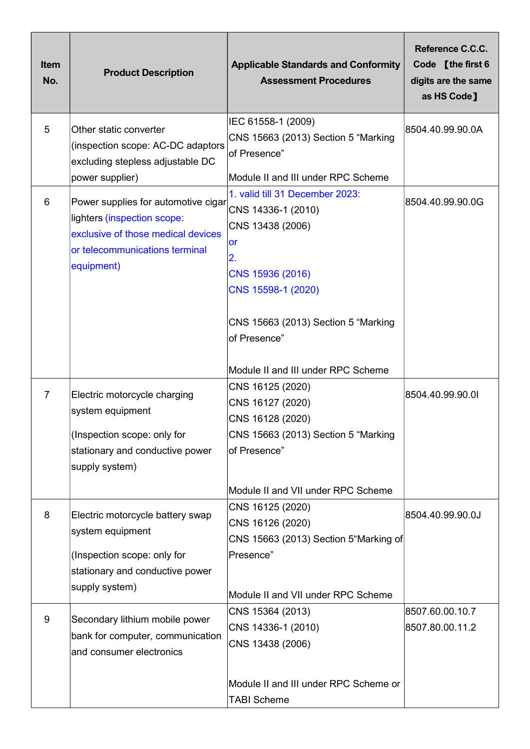| Item No. | Product Description | Applicable Standards and Conformity Assessment Procedures | Reference C.C.C. Code 【the first 6 digits are the same as HS Code】 |
|---|---|---|---|
| 5 | Other static converter (inspection scope: AC-DC adaptors excluding stepless adjustable DC power supplier) | IEC 61558-1 (2009)<br>CNS 15663 (2013) Section 5 "Marking of Presence"<br><br>Module II and III under RPC Scheme | 8504.40.99.90.0A |
| 6 | Power supplies for automotive cigar lighters (inspection scope: exclusive of those medical devices or telecommunications terminal equipment) | 1. valid till 31 December 2023:<br>CNS 14336-1 (2010)<br>CNS 13438 (2006)<br>or<br>2.<br>CNS 15936 (2016)<br>CNS 15598-1 (2020)<br><br>CNS 15663 (2013) Section 5 "Marking of Presence"<br><br>Module II and III under RPC Scheme | 8504.40.99.90.0G |
| 7 | Electric motorcycle charging system equipment<br><br>(Inspection scope: only for stationary and conductive power supply system) | CNS 16125 (2020)<br>CNS 16127 (2020)<br>CNS 16128 (2020)<br>CNS 15663 (2013) Section 5 "Marking of Presence"<br><br>Module II and VII under RPC Scheme | 8504.40.99.90.0I |
| 8 | Electric motorcycle battery swap system equipment<br><br>(Inspection scope: only for stationary and conductive power supply system) | CNS 16125 (2020)<br>CNS 16126 (2020)<br>CNS 15663 (2013) Section 5"Marking of Presence"<br><br>Module II and VII under RPC Scheme | 8504.40.99.90.0J |
| 9 | Secondary lithium mobile power bank for computer, communication and consumer electronics | CNS 15364 (2013)<br>CNS 14336-1 (2010)<br>CNS 13438 (2006)<br><br>Module II and III under RPC Scheme or TABI Scheme | 8507.60.00.10.7<br>8507.80.00.11.2 |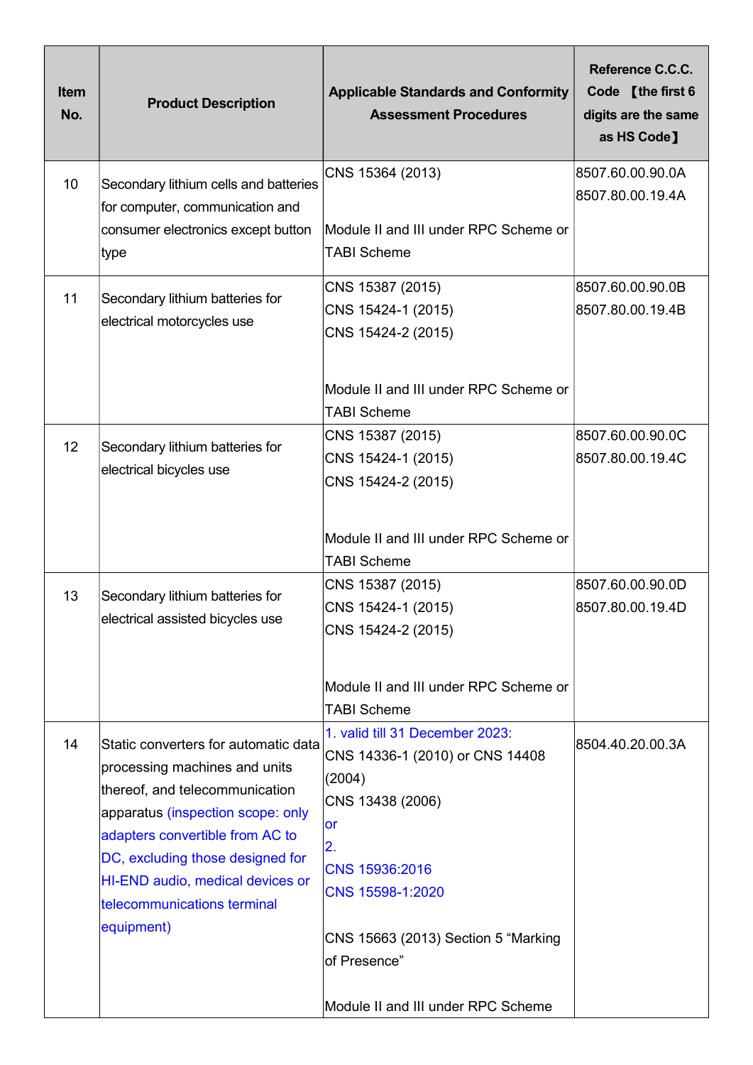| Item No. | Product Description | Applicable Standards and Conformity Assessment Procedures | Reference C.C.C. Code 【the first 6 digits are the same as HS Code】 |
|---|---|---|---|
| 10 | Secondary lithium cells and batteries for computer, communication and consumer electronics except button type | CNS 15364 (2013)<br><br>Module II and III under RPC Scheme or TABI Scheme | 8507.60.00.90.0A<br>8507.80.00.19.4A |
| 11 | Secondary lithium batteries for electrical motorcycles use | CNS 15387 (2015)<br>CNS 15424-1 (2015)<br>CNS 15424-2 (2015)<br><br>Module II and III under RPC Scheme or TABI Scheme | 8507.60.00.90.0B<br>8507.80.00.19.4B |
| 12 | Secondary lithium batteries for electrical bicycles use | CNS 15387 (2015)<br>CNS 15424-1 (2015)<br>CNS 15424-2 (2015)<br><br>Module II and III under RPC Scheme or TABI Scheme | 8507.60.00.90.0C<br>8507.80.00.19.4C |
| 13 | Secondary lithium batteries for electrical assisted bicycles use | CNS 15387 (2015)<br>CNS 15424-1 (2015)<br>CNS 15424-2 (2015)<br><br>Module II and III under RPC Scheme or TABI Scheme | 8507.60.00.90.0D<br>8507.80.00.19.4D |
| 14 | Static converters for automatic data processing machines and units thereof, and telecommunication apparatus (inspection scope: only adapters convertible from AC to DC, excluding those designed for HI-END audio, medical devices or telecommunications terminal equipment) | 1. valid till 31 December 2023:<br>CNS 14336-1 (2010) or CNS 14408 (2004)<br>CNS 13438 (2006)<br>or<br>2.<br>CNS 15936:2016<br>CNS 15598-1:2020<br><br>CNS 15663 (2013) Section 5 "Marking of Presence"<br><br>Module II and III under RPC Scheme | 8504.40.20.00.3A |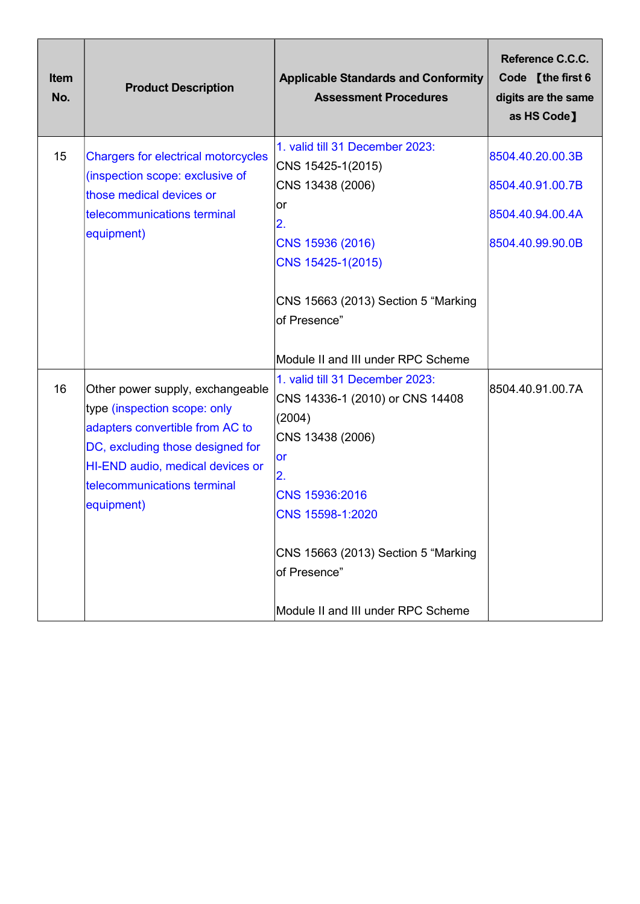| Item No. | Product Description | Applicable Standards and Conformity Assessment Procedures | Reference C.C.C. Code 【the first 6 digits are the same as HS Code】 |
|---|---|---|---|
| 15 | Chargers for electrical motorcycles (inspection scope: exclusive of those medical devices or telecommunications terminal equipment) | 1. valid till 31 December 2023:<br>CNS 15425-1(2015)<br>CNS 13438 (2006)<br>or<br>2.<br>CNS 15936 (2016)<br>CNS 15425-1(2015)<br><br>CNS 15663 (2013) Section 5 "Marking of Presence"<br><br>Module II and III under RPC Scheme | 8504.40.20.00.3B<br>8504.40.91.00.7B<br>8504.40.94.00.4A<br>8504.40.99.90.0B |
| 16 | Other power supply, exchangeable type (inspection scope: only adapters convertible from AC to DC, excluding those designed for HI-END audio, medical devices or telecommunications terminal equipment) | 1. valid till 31 December 2023:<br>CNS 14336-1 (2010) or CNS 14408 (2004)<br>CNS 13438 (2006)<br>or<br>2.<br>CNS 15936:2016<br>CNS 15598-1:2020<br><br>CNS 15663 (2013) Section 5 "Marking of Presence"<br><br>Module II and III under RPC Scheme | 8504.40.91.00.7A |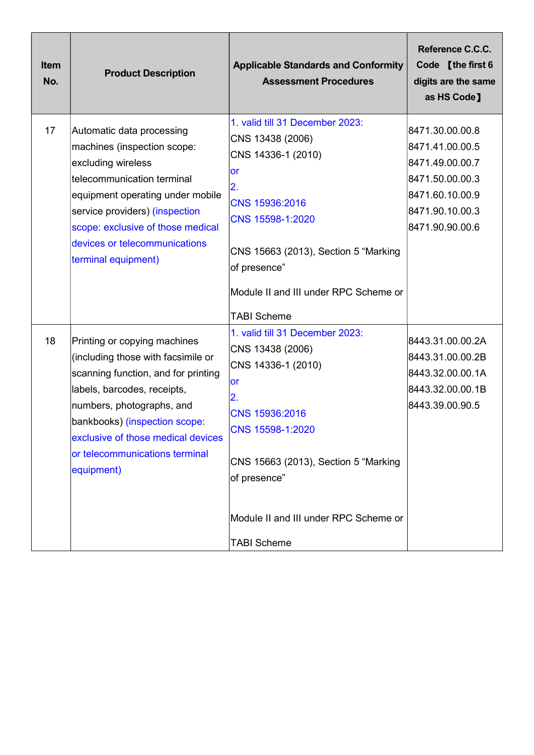| Item No. | Product Description | Applicable Standards and Conformity Assessment Procedures | Reference C.C.C. Code 【the first 6 digits are the same as HS Code】 |
|---|---|---|---|
| 17 | Automatic data processing machines (inspection scope: excluding wireless telecommunication terminal equipment operating under mobile service providers) (inspection scope: exclusive of those medical devices or telecommunications terminal equipment) | 1. valid till 31 December 2023:<br>CNS 13438 (2006)<br>CNS 14336-1 (2010)<br>or<br>2.<br>CNS 15936:2016<br>CNS 15598-1:2020<br><br>CNS 15663 (2013), Section 5 “Marking of presence”<br><br>Module II and III under RPC Scheme or<br><br>TABI Scheme | 8471.30.00.00.8<br>8471.41.00.00.5<br>8471.49.00.00.7<br>8471.50.00.00.3<br>8471.60.10.00.9<br>8471.90.10.00.3<br>8471.90.90.00.6 |
| 18 | Printing or copying machines (including those with facsimile or scanning function, and for printing labels, barcodes, receipts, numbers, photographs, and bankbooks) (inspection scope: exclusive of those medical devices or telecommunications terminal equipment) | 1. valid till 31 December 2023:<br>CNS 13438 (2006)<br>CNS 14336-1 (2010)<br>or<br>2.<br>CNS 15936:2016<br>CNS 15598-1:2020<br><br>CNS 15663 (2013), Section 5 “Marking of presence”<br><br>Module II and III under RPC Scheme or<br><br>TABI Scheme | 8443.31.00.00.2A<br>8443.31.00.00.2B<br>8443.32.00.00.1A<br>8443.32.00.00.1B<br>8443.39.00.90.5 |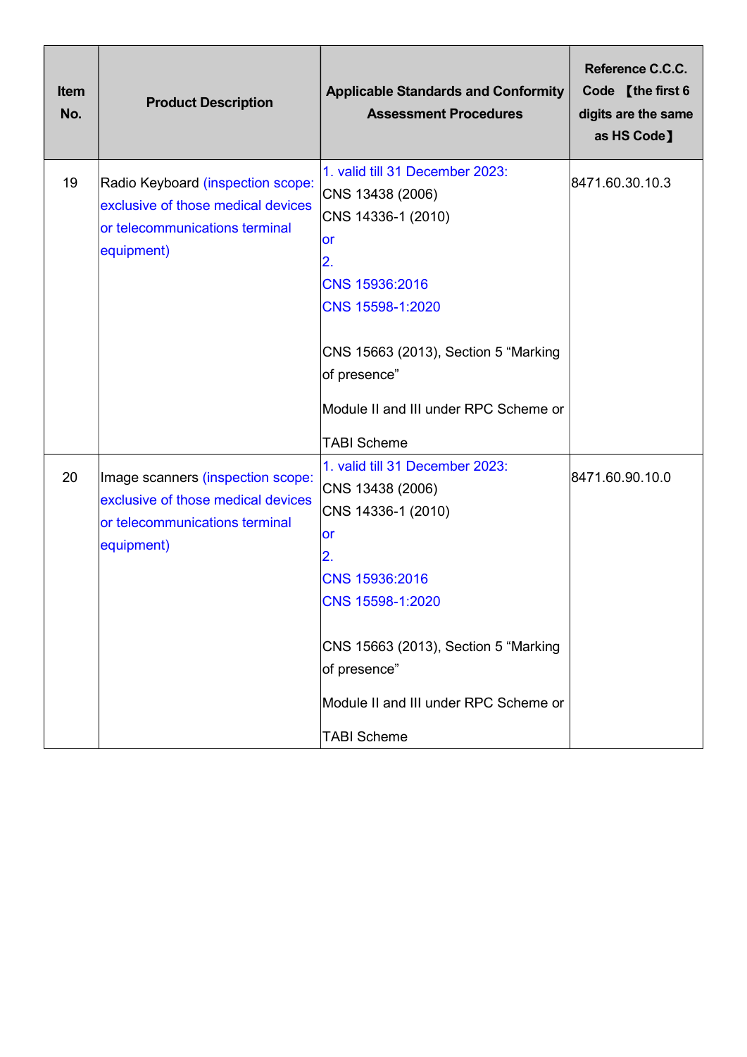| Item No. | Product Description | Applicable Standards and Conformity Assessment Procedures | Reference C.C.C. Code 【the first 6 digits are the same as HS Code】 |
|---|---|---|---|
| 19 | Radio Keyboard (inspection scope: exclusive of those medical devices or telecommunications terminal equipment) | 1. valid till 31 December 2023:<br>CNS 13438 (2006)<br>CNS 14336-1 (2010)<br>or<br>2.<br>CNS 15936:2016<br>CNS 15598-1:2020<br><br>CNS 15663 (2013), Section 5 “Marking of presence”<br><br>Module II and III under RPC Scheme or<br><br>TABI Scheme | 8471.60.30.10.3 |
| 20 | Image scanners (inspection scope: exclusive of those medical devices or telecommunications terminal equipment) | 1. valid till 31 December 2023:<br>CNS 13438 (2006)<br>CNS 14336-1 (2010)<br>or<br>2.<br>CNS 15936:2016<br>CNS 15598-1:2020<br><br>CNS 15663 (2013), Section 5 “Marking of presence”<br><br>Module II and III under RPC Scheme or<br><br>TABI Scheme | 8471.60.90.10.0 |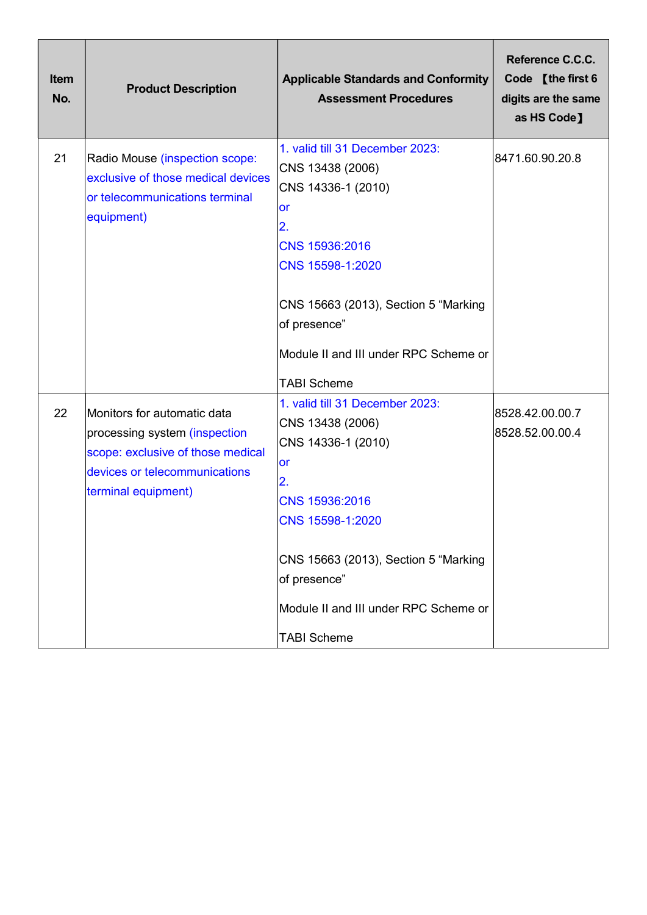| Item No. | Product Description | Applicable Standards and Conformity Assessment Procedures | Reference C.C.C. Code 【the first 6 digits are the same as HS Code】 |
|---|---|---|---|
| 21 | Radio Mouse (inspection scope: exclusive of those medical devices or telecommunications terminal equipment) | 1. valid till 31 December 2023:<br>CNS 13438 (2006)<br>CNS 14336-1 (2010)<br>or<br>2.<br>CNS 15936:2016<br>CNS 15598-1:2020<br><br>CNS 15663 (2013), Section 5 “Marking of presence”<br><br>Module II and III under RPC Scheme or<br><br>TABI Scheme | 8471.60.90.20.8 |
| 22 | Monitors for automatic data processing system (inspection scope: exclusive of those medical devices or telecommunications terminal equipment) | 1. valid till 31 December 2023:<br>CNS 13438 (2006)<br>CNS 14336-1 (2010)<br>or<br>2.<br>CNS 15936:2016<br>CNS 15598-1:2020<br><br>CNS 15663 (2013), Section 5 “Marking of presence”<br><br>Module II and III under RPC Scheme or<br><br>TABI Scheme | 8528.42.00.00.7<br>8528.52.00.00.4 |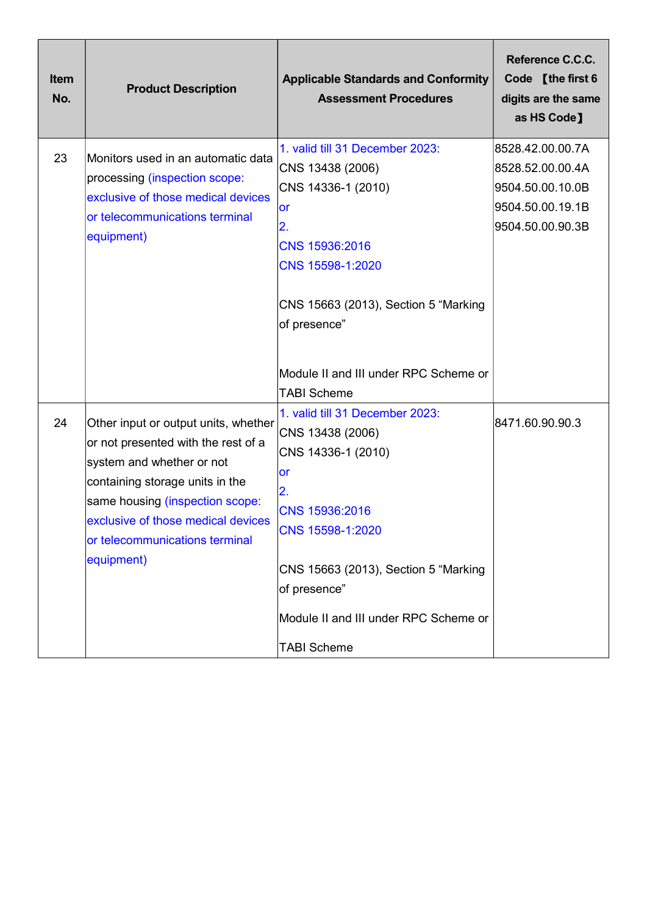| Item No. | Product Description | Applicable Standards and Conformity Assessment Procedures | Reference C.C.C. Code 【the first 6 digits are the same as HS Code】 |
|---|---|---|---|
| 23 | Monitors used in an automatic data processing (inspection scope: exclusive of those medical devices or telecommunications terminal equipment) | 1. valid till 31 December 2023:<br>CNS 13438 (2006)<br>CNS 14336-1 (2010)<br>or<br>2.<br>CNS 15936:2016<br>CNS 15598-1:2020<br><br>CNS 15663 (2013), Section 5 "Marking of presence"<br><br>Module II and III under RPC Scheme or TABI Scheme | 8528.42.00.00.7A<br>8528.52.00.00.4A<br>9504.50.00.10.0B<br>9504.50.00.19.1B<br>9504.50.00.90.3B |
| 24 | Other input or output units, whether or not presented with the rest of a system and whether or not containing storage units in the same housing (inspection scope: exclusive of those medical devices or telecommunications terminal equipment) | 1. valid till 31 December 2023:<br>CNS 13438 (2006)<br>CNS 14336-1 (2010)<br>or<br>2.<br>CNS 15936:2016<br>CNS 15598-1:2020<br><br>CNS 15663 (2013), Section 5 "Marking of presence"<br><br>Module II and III under RPC Scheme or TABI Scheme | 8471.60.90.90.3 |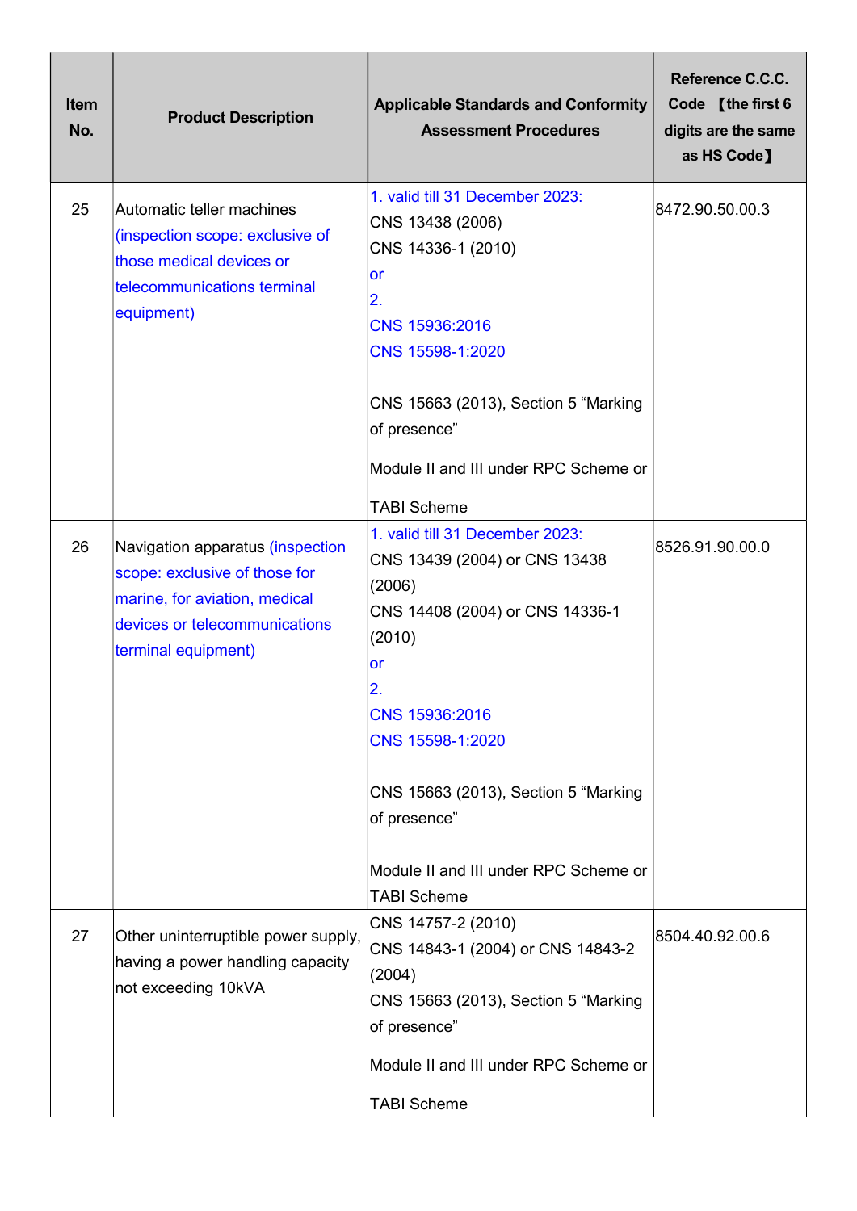| Item No. | Product Description | Applicable Standards and Conformity Assessment Procedures | Reference C.C.C. Code 【the first 6 digits are the same as HS Code】 |
|---|---|---|---|
| 25 | Automatic teller machines (inspection scope: exclusive of those medical devices or telecommunications terminal equipment) | 1. valid till 31 December 2023:<br>CNS 13438 (2006)<br>CNS 14336-1 (2010)<br>or<br>2.<br>CNS 15936:2016<br>CNS 15598-1:2020<br><br>CNS 15663 (2013), Section 5 “Marking of presence”<br><br>Module II and III under RPC Scheme or<br><br>TABI Scheme | 8472.90.50.00.3 |
| 26 | Navigation apparatus (inspection scope: exclusive of those for marine, for aviation, medical devices or telecommunications terminal equipment) | 1. valid till 31 December 2023:<br>CNS 13439 (2004) or CNS 13438 (2006)<br>CNS 14408 (2004) or CNS 14336-1 (2010)<br>or<br>2.<br>CNS 15936:2016<br>CNS 15598-1:2020<br><br>CNS 15663 (2013), Section 5 “Marking of presence”<br><br>Module II and III under RPC Scheme or<br>TABI Scheme | 8526.91.90.00.0 |
| 27 | Other uninterruptible power supply, having a power handling capacity not exceeding 10kVA | CNS 14757-2 (2010)<br>CNS 14843-1 (2004) or CNS 14843-2 (2004)<br>CNS 15663 (2013), Section 5 “Marking of presence”<br><br>Module II and III under RPC Scheme or<br><br>TABI Scheme | 8504.40.92.00.6 |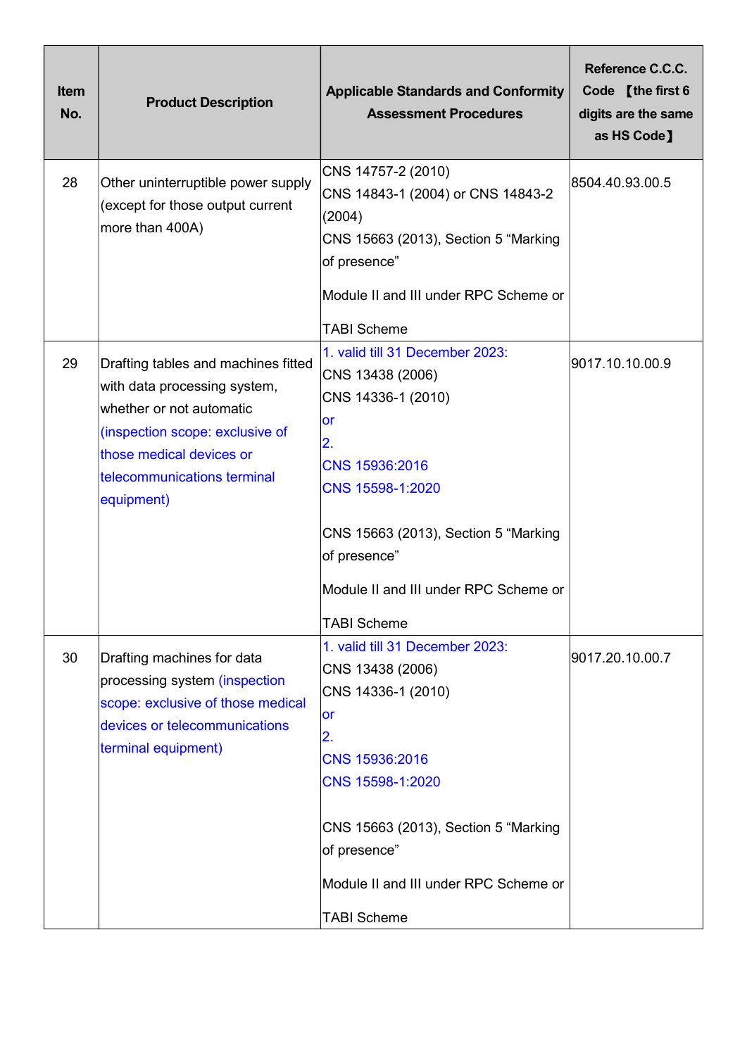| Item No. | Product Description | Applicable Standards and Conformity Assessment Procedures | Reference C.C.C. Code 【the first 6 digits are the same as HS Code】 |
|---|---|---|---|
| 28 | Other uninterruptible power supply (except for those output current more than 400A) | CNS 14757-2 (2010)<br>CNS 14843-1 (2004) or CNS 14843-2 (2004)<br>CNS 15663 (2013), Section 5 “Marking of presence”<br><br>Module II and III under RPC Scheme or<br><br>TABI Scheme | 8504.40.93.00.5 |
| 29 | Drafting tables and machines fitted with data processing system, whether or not automatic (inspection scope: exclusive of those medical devices or telecommunications terminal equipment) | 1. valid till 31 December 2023:<br>CNS 13438 (2006)<br>CNS 14336-1 (2010)<br>or<br>2.<br>CNS 15936:2016<br>CNS 15598-1:2020<br><br>CNS 15663 (2013), Section 5 “Marking of presence”<br><br>Module II and III under RPC Scheme or<br><br>TABI Scheme | 9017.10.10.00.9 |
| 30 | Drafting machines for data processing system (inspection scope: exclusive of those medical devices or telecommunications terminal equipment) | 1. valid till 31 December 2023:<br>CNS 13438 (2006)<br>CNS 14336-1 (2010)<br>or<br>2.<br>CNS 15936:2016<br>CNS 15598-1:2020<br><br>CNS 15663 (2013), Section 5 “Marking of presence”<br><br>Module II and III under RPC Scheme or<br><br>TABI Scheme | 9017.20.10.00.7 |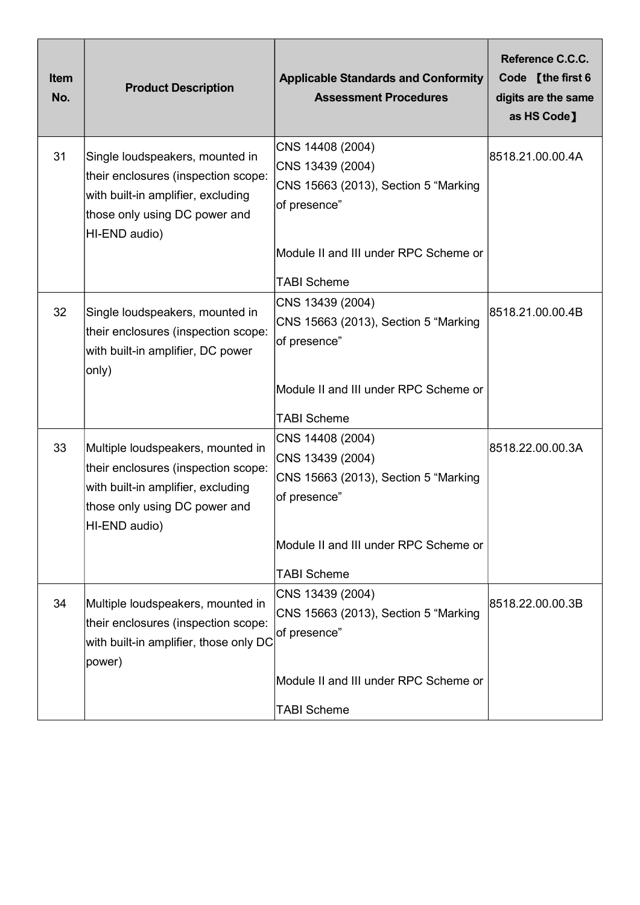| Item No. | Product Description | Applicable Standards and Conformity Assessment Procedures | Reference C.C.C. Code 【the first 6 digits are the same as HS Code】 |
|---|---|---|---|
| 31 | Single loudspeakers, mounted in their enclosures (inspection scope: with built-in amplifier, excluding those only using DC power and HI-END audio) | CNS 14408 (2004)<br>CNS 13439 (2004)<br>CNS 15663 (2013), Section 5 "Marking of presence"<br><br>Module II and III under RPC Scheme or<br><br>TABI Scheme | 8518.21.00.00.4A |
| 32 | Single loudspeakers, mounted in their enclosures (inspection scope: with built-in amplifier, DC power only) | CNS 13439 (2004)<br>CNS 15663 (2013), Section 5 "Marking of presence"<br><br>Module II and III under RPC Scheme or<br><br>TABI Scheme | 8518.21.00.00.4B |
| 33 | Multiple loudspeakers, mounted in their enclosures (inspection scope: with built-in amplifier, excluding those only using DC power and HI-END audio) | CNS 14408 (2004)<br>CNS 13439 (2004)<br>CNS 15663 (2013), Section 5 "Marking of presence"<br><br>Module II and III under RPC Scheme or<br><br>TABI Scheme | 8518.22.00.00.3A |
| 34 | Multiple loudspeakers, mounted in their enclosures (inspection scope: with built-in amplifier, those only DC power) | CNS 13439 (2004)<br>CNS 15663 (2013), Section 5 "Marking of presence"<br><br>Module II and III under RPC Scheme or<br><br>TABI Scheme | 8518.22.00.00.3B |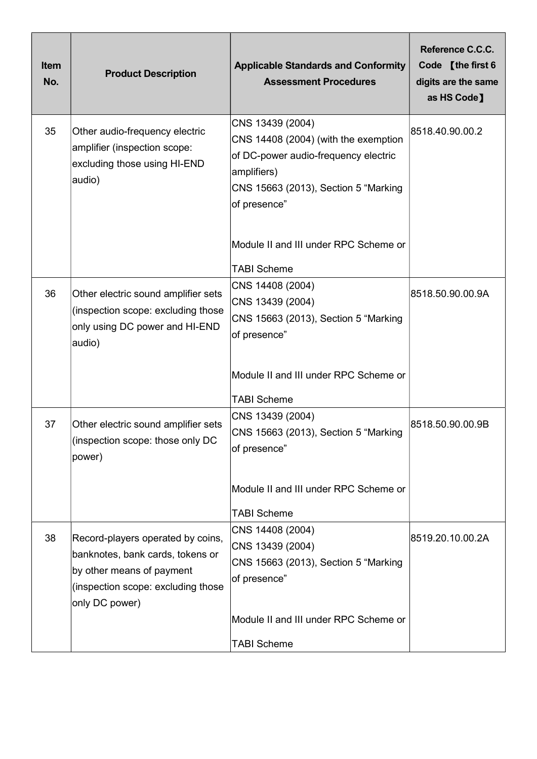| Item No. | Product Description | Applicable Standards and Conformity Assessment Procedures | Reference C.C.C. Code 【the first 6 digits are the same as HS Code】 |
|---|---|---|---|
| 35 | Other audio-frequency electric amplifier (inspection scope: excluding those using HI-END audio) | CNS 13439 (2004)<br>CNS 14408 (2004) (with the exemption of DC-power audio-frequency electric amplifiers)<br>CNS 15663 (2013), Section 5 "Marking of presence"<br><br>Module II and III under RPC Scheme or TABI Scheme | 8518.40.90.00.2 |
| 36 | Other electric sound amplifier sets (inspection scope: excluding those only using DC power and HI-END audio) | CNS 14408 (2004)<br>CNS 13439 (2004)<br>CNS 15663 (2013), Section 5 "Marking of presence"<br><br>Module II and III under RPC Scheme or TABI Scheme | 8518.50.90.00.9A |
| 37 | Other electric sound amplifier sets (inspection scope: those only DC power) | CNS 13439 (2004)<br>CNS 15663 (2013), Section 5 "Marking of presence"<br><br>Module II and III under RPC Scheme or TABI Scheme | 8518.50.90.00.9B |
| 38 | Record-players operated by coins, banknotes, bank cards, tokens or by other means of payment (inspection scope: excluding those only DC power) | CNS 14408 (2004)<br>CNS 13439 (2004)<br>CNS 15663 (2013), Section 5 "Marking of presence"<br><br>Module II and III under RPC Scheme or TABI Scheme | 8519.20.10.00.2A |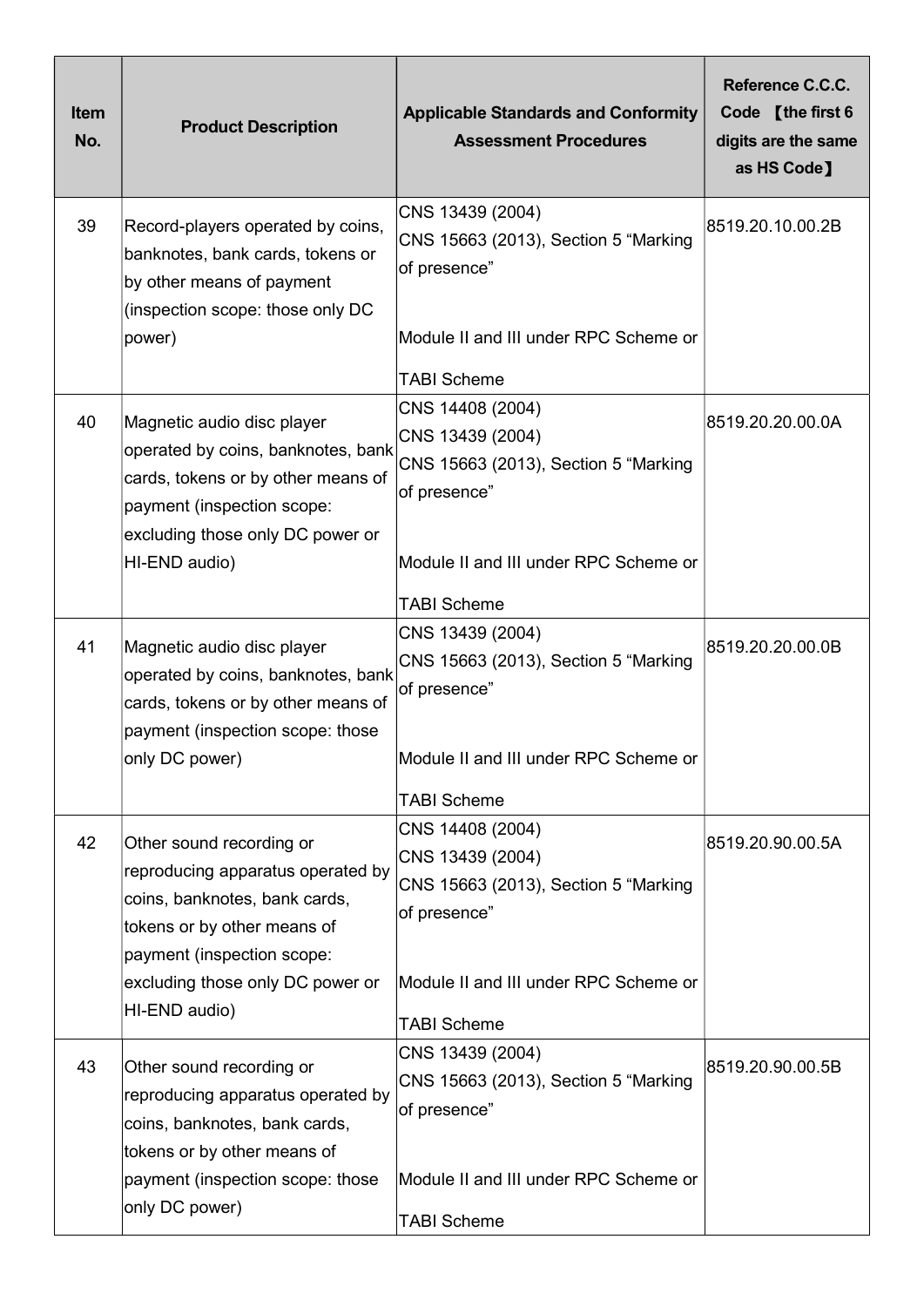| Item No. | Product Description | Applicable Standards and Conformity Assessment Procedures | Reference C.C.C. Code 【the first 6 digits are the same as HS Code】 |
|---|---|---|---|
| 39 | Record-players operated by coins, banknotes, bank cards, tokens or by other means of payment (inspection scope: those only DC power) | CNS 13439 (2004)<br>CNS 15663 (2013), Section 5 “Marking of presence”<br><br>Module II and III under RPC Scheme or TABI Scheme | 8519.20.10.00.2B |
| 40 | Magnetic audio disc player operated by coins, banknotes, bank cards, tokens or by other means of payment (inspection scope: excluding those only DC power or HI-END audio) | CNS 14408 (2004)<br>CNS 13439 (2004)<br>CNS 15663 (2013), Section 5 “Marking of presence”<br><br>Module II and III under RPC Scheme or TABI Scheme | 8519.20.20.00.0A |
| 41 | Magnetic audio disc player operated by coins, banknotes, bank cards, tokens or by other means of payment (inspection scope: those only DC power) | CNS 13439 (2004)<br>CNS 15663 (2013), Section 5 “Marking of presence”<br><br>Module II and III under RPC Scheme or TABI Scheme | 8519.20.20.00.0B |
| 42 | Other sound recording or reproducing apparatus operated by coins, banknotes, bank cards, tokens or by other means of payment (inspection scope: excluding those only DC power or HI-END audio) | CNS 14408 (2004)<br>CNS 13439 (2004)<br>CNS 15663 (2013), Section 5 “Marking of presence”<br><br>Module II and III under RPC Scheme or TABI Scheme | 8519.20.90.00.5A |
| 43 | Other sound recording or reproducing apparatus operated by coins, banknotes, bank cards, tokens or by other means of payment (inspection scope: those only DC power) | CNS 13439 (2004)<br>CNS 15663 (2013), Section 5 “Marking of presence”<br><br>Module II and III under RPC Scheme or TABI Scheme | 8519.20.90.00.5B |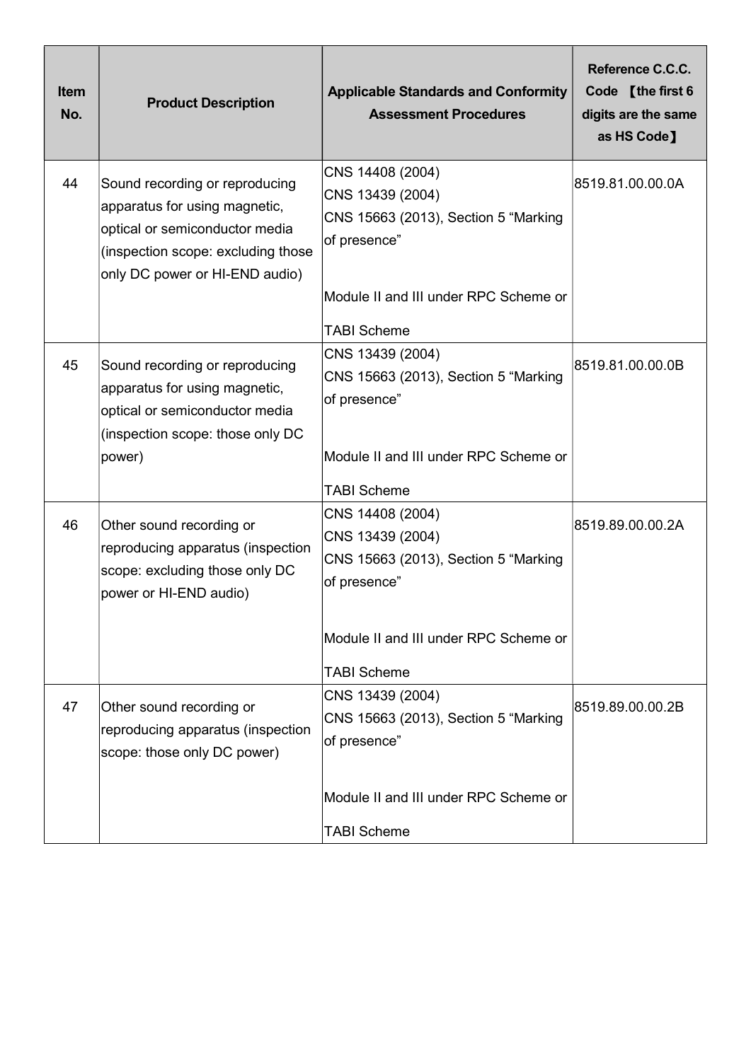| Item No. | Product Description | Applicable Standards and Conformity Assessment Procedures | Reference C.C.C. Code 【the first 6 digits are the same as HS Code】 |
| --- | --- | --- | --- |
| 44 | Sound recording or reproducing apparatus for using magnetic, optical or semiconductor media (inspection scope: excluding those only DC power or HI-END audio) | CNS 14408 (2004)<br>CNS 13439 (2004)<br>CNS 15663 (2013), Section 5 “Marking of presence”<br><br>Module II and III under RPC Scheme or<br><br>TABI Scheme | 8519.81.00.00.0A |
| 45 | Sound recording or reproducing apparatus for using magnetic, optical or semiconductor media (inspection scope: those only DC power) | CNS 13439 (2004)<br>CNS 15663 (2013), Section 5 “Marking of presence”<br><br>Module II and III under RPC Scheme or<br><br>TABI Scheme | 8519.81.00.00.0B |
| 46 | Other sound recording or reproducing apparatus (inspection scope: excluding those only DC power or HI-END audio) | CNS 14408 (2004)<br>CNS 13439 (2004)<br>CNS 15663 (2013), Section 5 “Marking of presence”<br><br>Module II and III under RPC Scheme or<br><br>TABI Scheme | 8519.89.00.00.2A |
| 47 | Other sound recording or reproducing apparatus (inspection scope: those only DC power) | CNS 13439 (2004)<br>CNS 15663 (2013), Section 5 “Marking of presence”<br><br>Module II and III under RPC Scheme or<br><br>TABI Scheme | 8519.89.00.00.2B |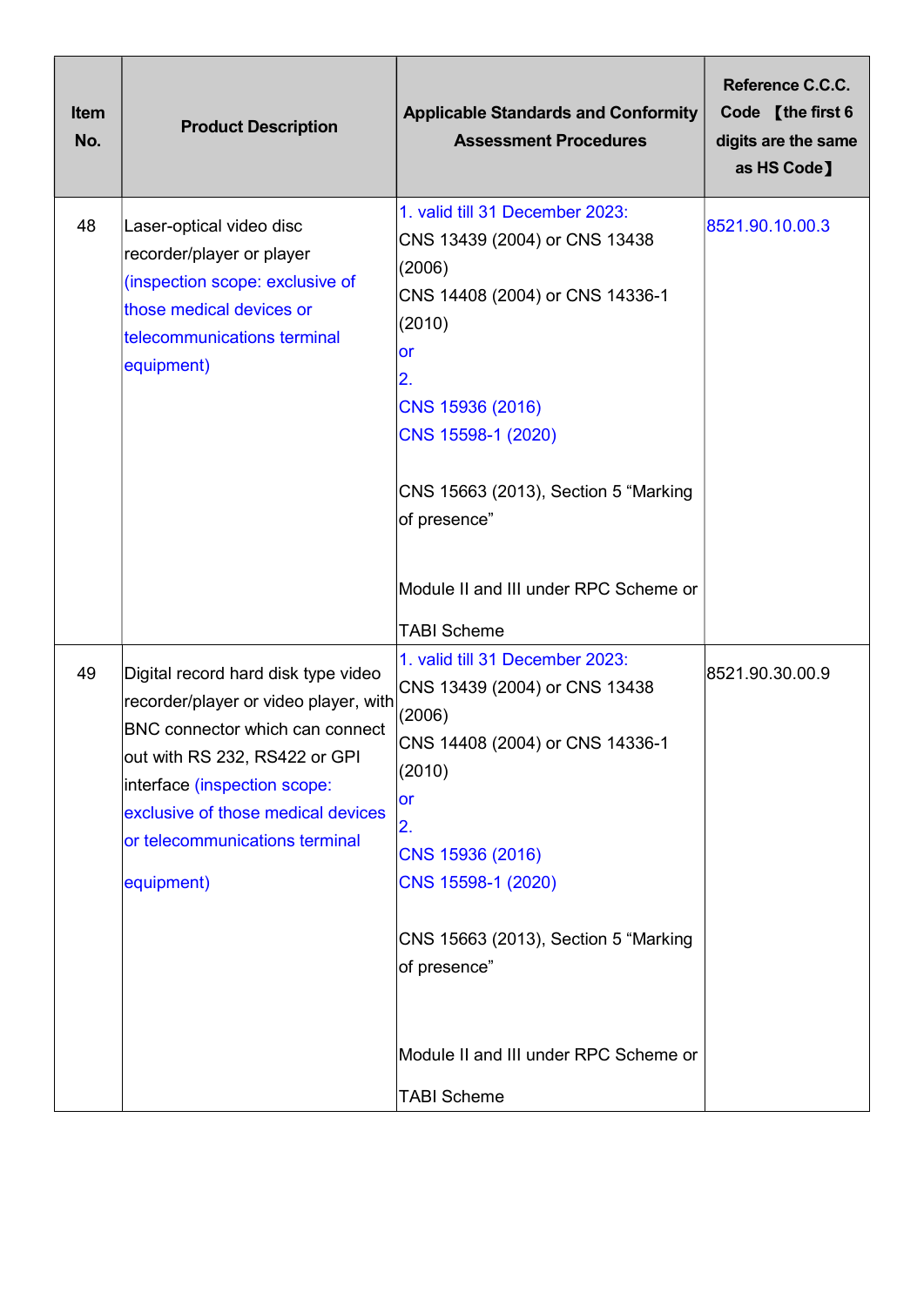| Item No. | Product Description | Applicable Standards and Conformity Assessment Procedures | Reference C.C.C. Code 【the first 6 digits are the same as HS Code】 |
|---|---|---|---|
| 48 | Laser-optical video disc recorder/player or player (inspection scope: exclusive of those medical devices or telecommunications terminal equipment) | 1. valid till 31 December 2023:<br>CNS 13439 (2004) or CNS 13438 (2006)<br>CNS 14408 (2004) or CNS 14336-1 (2010)<br>or<br>2.<br>CNS 15936 (2016)<br>CNS 15598-1 (2020)<br><br>CNS 15663 (2013), Section 5 “Marking of presence”<br><br>Module II and III under RPC Scheme or<br><br>TABI Scheme | 8521.90.10.00.3 |
| 49 | Digital record hard disk type video recorder/player or video player, with BNC connector which can connect out with RS 232, RS422 or GPI interface (inspection scope: exclusive of those medical devices or telecommunications terminal equipment) | 1. valid till 31 December 2023:<br>CNS 13439 (2004) or CNS 13438 (2006)<br>CNS 14408 (2004) or CNS 14336-1 (2010)<br>or<br>2.<br>CNS 15936 (2016)<br>CNS 15598-1 (2020)<br><br>CNS 15663 (2013), Section 5 “Marking of presence”<br><br>Module II and III under RPC Scheme or<br><br>TABI Scheme | 8521.90.30.00.9 |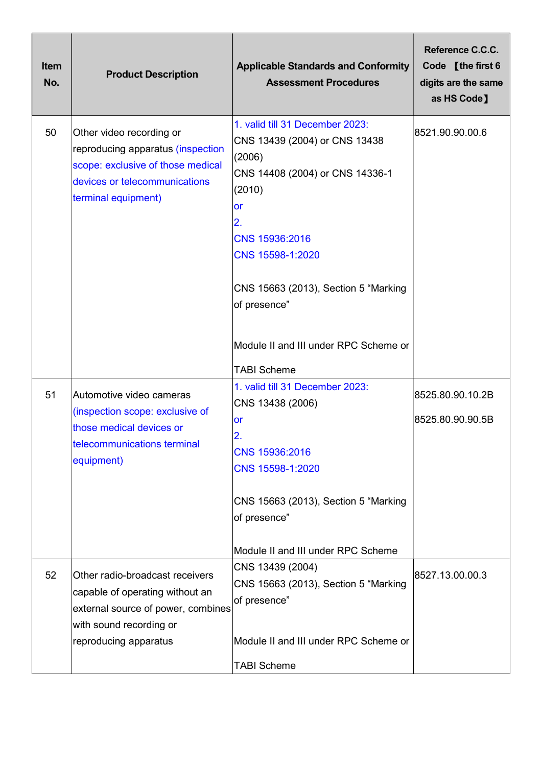| Item No. | Product Description | Applicable Standards and Conformity Assessment Procedures | Reference C.C.C. Code 【the first 6 digits are the same as HS Code】 |
|---|---|---|---|
| 50 | Other video recording or reproducing apparatus (inspection scope: exclusive of those medical devices or telecommunications terminal equipment) | 1. valid till 31 December 2023:<br>CNS 13439 (2004) or CNS 13438 (2006)<br>CNS 14408 (2004) or CNS 14336-1 (2010)<br>or<br>2.<br>CNS 15936:2016<br>CNS 15598-1:2020<br><br>CNS 15663 (2013), Section 5 "Marking of presence"<br><br>Module II and III under RPC Scheme or<br><br>TABI Scheme | 8521.90.90.00.6 |
| 51 | Automotive video cameras (inspection scope: exclusive of those medical devices or telecommunications terminal equipment) | 1. valid till 31 December 2023:<br>CNS 13438 (2006)<br>or<br>2.<br>CNS 15936:2016<br>CNS 15598-1:2020<br><br>CNS 15663 (2013), Section 5 "Marking of presence"<br><br>Module II and III under RPC Scheme | 8525.80.90.10.2B<br><br>8525.80.90.90.5B |
| 52 | Other radio-broadcast receivers capable of operating without an external source of power, combines with sound recording or reproducing apparatus | CNS 13439 (2004)<br>CNS 15663 (2013), Section 5 "Marking of presence"<br><br>Module II and III under RPC Scheme or<br><br>TABI Scheme | 8527.13.00.00.3 |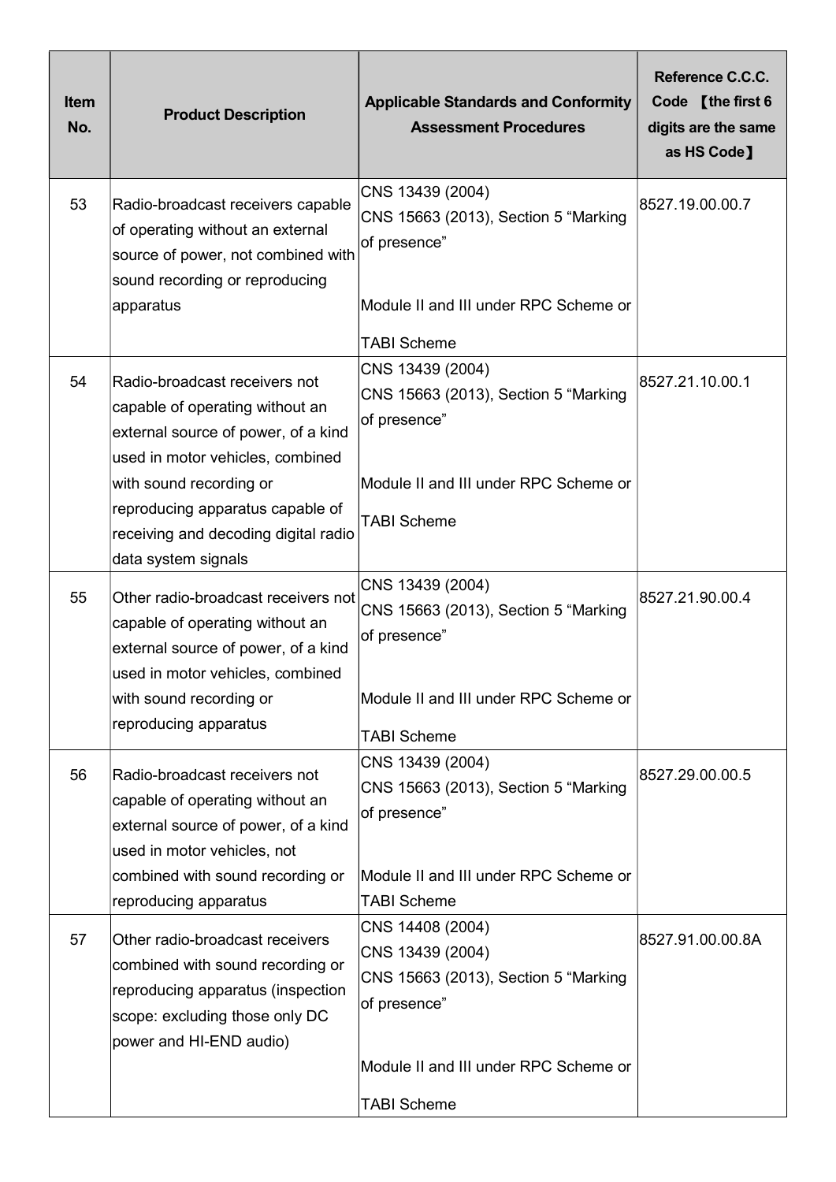| Item No. | Product Description | Applicable Standards and Conformity Assessment Procedures | Reference C.C.C. Code 【the first 6 digits are the same as HS Code】 |
|---|---|---|---|
| 53 | Radio-broadcast receivers capable of operating without an external source of power, not combined with sound recording or reproducing apparatus | CNS 13439 (2004)<br>CNS 15663 (2013), Section 5 "Marking of presence"<br><br>Module II and III under RPC Scheme or TABI Scheme | 8527.19.00.00.7 |
| 54 | Radio-broadcast receivers not capable of operating without an external source of power, of a kind used in motor vehicles, combined with sound recording or reproducing apparatus capable of receiving and decoding digital radio data system signals | CNS 13439 (2004)<br>CNS 15663 (2013), Section 5 "Marking of presence"<br><br>Module II and III under RPC Scheme or TABI Scheme | 8527.21.10.00.1 |
| 55 | Other radio-broadcast receivers not capable of operating without an external source of power, of a kind used in motor vehicles, combined with sound recording or reproducing apparatus | CNS 13439 (2004)<br>CNS 15663 (2013), Section 5 "Marking of presence"<br><br>Module II and III under RPC Scheme or TABI Scheme | 8527.21.90.00.4 |
| 56 | Radio-broadcast receivers not capable of operating without an external source of power, of a kind used in motor vehicles, not combined with sound recording or reproducing apparatus | CNS 13439 (2004)<br>CNS 15663 (2013), Section 5 "Marking of presence"<br><br>Module II and III under RPC Scheme or TABI Scheme | 8527.29.00.00.5 |
| 57 | Other radio-broadcast receivers combined with sound recording or reproducing apparatus (inspection scope: excluding those only DC power and HI-END audio) | CNS 14408 (2004)<br>CNS 13439 (2004)<br>CNS 15663 (2013), Section 5 "Marking of presence"<br><br>Module II and III under RPC Scheme or TABI Scheme | 8527.91.00.00.8A |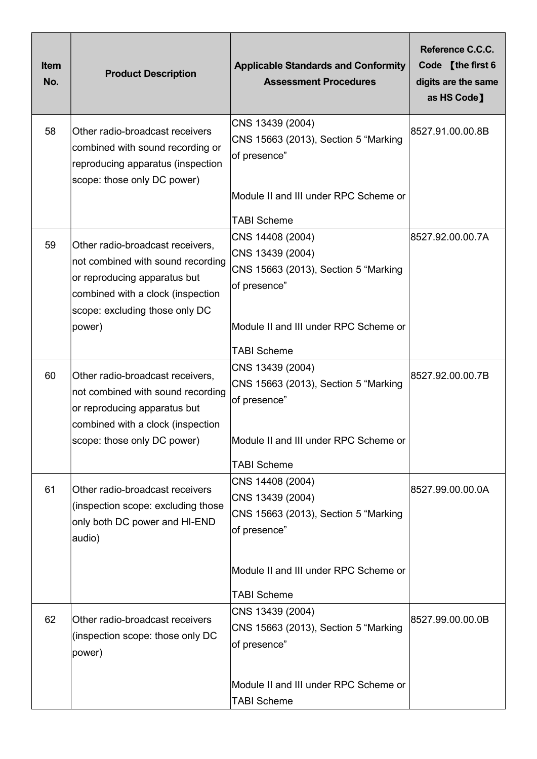| Item No. | Product Description | Applicable Standards and Conformity Assessment Procedures | Reference C.C.C. Code 【the first 6 digits are the same as HS Code】 |
| --- | --- | --- | --- |
| 58 | Other radio-broadcast receivers combined with sound recording or reproducing apparatus (inspection scope: those only DC power) | CNS 13439 (2004)<br>CNS 15663 (2013), Section 5 “Marking of presence”<br><br>Module II and III under RPC Scheme or TABI Scheme | 8527.91.00.00.8B |
| 59 | Other radio-broadcast receivers, not combined with sound recording or reproducing apparatus but combined with a clock (inspection scope: excluding those only DC power) | CNS 14408 (2004)<br>CNS 13439 (2004)<br>CNS 15663 (2013), Section 5 “Marking of presence”<br><br>Module II and III under RPC Scheme or TABI Scheme | 8527.92.00.00.7A |
| 60 | Other radio-broadcast receivers, not combined with sound recording or reproducing apparatus but combined with a clock (inspection scope: those only DC power) | CNS 13439 (2004)<br>CNS 15663 (2013), Section 5 “Marking of presence”<br><br>Module II and III under RPC Scheme or TABI Scheme | 8527.92.00.00.7B |
| 61 | Other radio-broadcast receivers (inspection scope: excluding those only both DC power and HI-END audio) | CNS 14408 (2004)<br>CNS 13439 (2004)<br>CNS 15663 (2013), Section 5 “Marking of presence”<br><br>Module II and III under RPC Scheme or TABI Scheme | 8527.99.00.00.0A |
| 62 | Other radio-broadcast receivers (inspection scope: those only DC power) | CNS 13439 (2004)<br>CNS 15663 (2013), Section 5 “Marking of presence”<br><br>Module II and III under RPC Scheme or TABI Scheme | 8527.99.00.00.0B |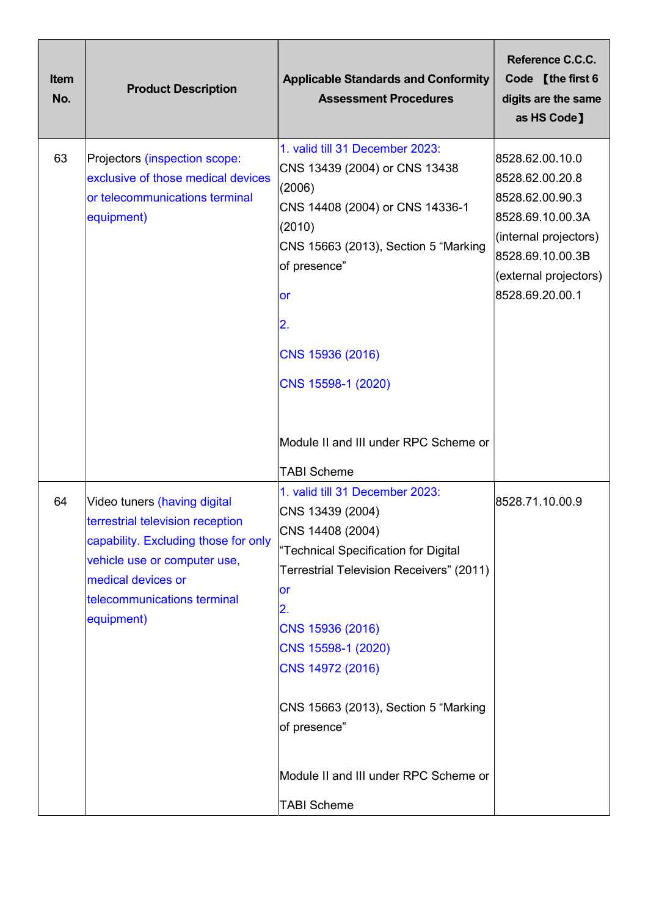| Item No. | Product Description | Applicable Standards and Conformity Assessment Procedures | Reference C.C.C. Code 【the first 6 digits are the same as HS Code】 |
|---|---|---|---|
| 63 | Projectors (inspection scope: exclusive of those medical devices or telecommunications terminal equipment) | 1. valid till 31 December 2023:<br>CNS 13439 (2004) or CNS 13438 (2006)<br>CNS 14408 (2004) or CNS 14336-1 (2010)<br>CNS 15663 (2013), Section 5 “Marking of presence”<br>or<br>2.<br>CNS 15936 (2016)<br>CNS 15598-1 (2020)<br><br>Module II and III under RPC Scheme or TABI Scheme | 8528.62.00.10.0<br>8528.62.00.20.8<br>8528.62.00.90.3<br>8528.69.10.00.3A (internal projectors)<br>8528.69.10.00.3B (external projectors)<br>8528.69.20.00.1 |
| 64 | Video tuners (having digital terrestrial television reception capability. Excluding those for only vehicle use or computer use, medical devices or telecommunications terminal equipment) | 1. valid till 31 December 2023:<br>CNS 13439 (2004)<br>CNS 14408 (2004)<br>“Technical Specification for Digital Terrestrial Television Receivers” (2011)<br>or<br>2.<br>CNS 15936 (2016)<br>CNS 15598-1 (2020)<br>CNS 14972 (2016)<br><br>CNS 15663 (2013), Section 5 “Marking of presence”<br><br>Module II and III under RPC Scheme or TABI Scheme | 8528.71.10.00.9 |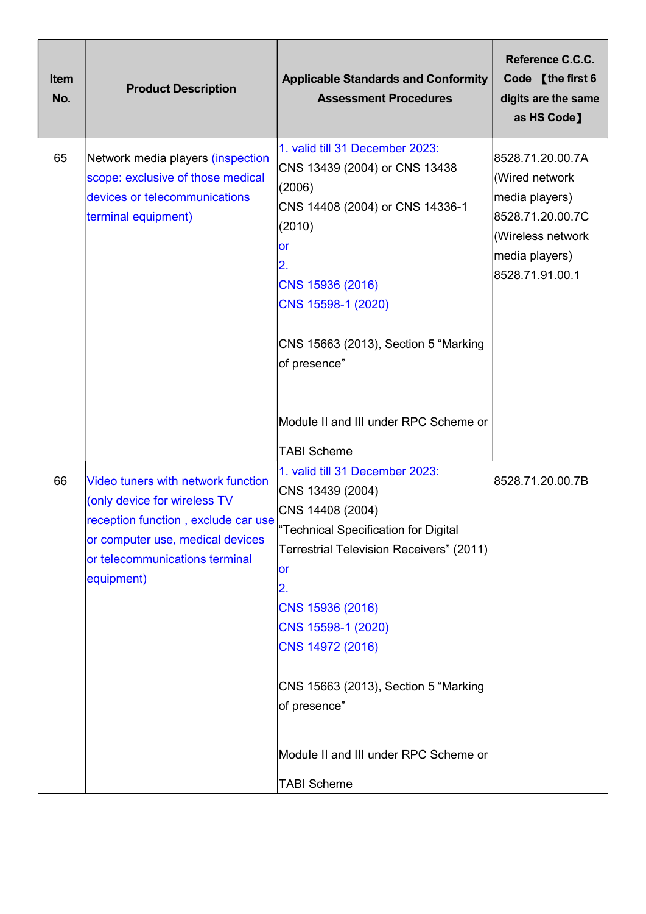| Item No. | Product Description | Applicable Standards and Conformity Assessment Procedures | Reference C.C.C. Code 【the first 6 digits are the same as HS Code】 |
|---|---|---|---|
| 65 | Network media players (inspection scope: exclusive of those medical devices or telecommunications terminal equipment) | 1. valid till 31 December 2023:<br>CNS 13439 (2004) or CNS 13438 (2006)<br>CNS 14408 (2004) or CNS 14336-1 (2010)<br>or<br>2.<br>CNS 15936 (2016)<br>CNS 15598-1 (2020)<br><br>CNS 15663 (2013), Section 5 "Marking of presence"<br><br>Module II and III under RPC Scheme or<br><br>TABI Scheme | 8528.71.20.00.7A (Wired network media players)<br>8528.71.20.00.7C (Wireless network media players)<br>8528.71.91.00.1 |
| 66 | Video tuners with network function (only device for wireless TV reception function , exclude car use or computer use, medical devices or telecommunications terminal equipment) | 1. valid till 31 December 2023:<br>CNS 13439 (2004)<br>CNS 14408 (2004)<br>"Technical Specification for Digital Terrestrial Television Receivers" (2011)<br>or<br>2.<br>CNS 15936 (2016)<br>CNS 15598-1 (2020)<br>CNS 14972 (2016)<br><br>CNS 15663 (2013), Section 5 "Marking of presence"<br><br>Module II and III under RPC Scheme or<br><br>TABI Scheme | 8528.71.20.00.7B |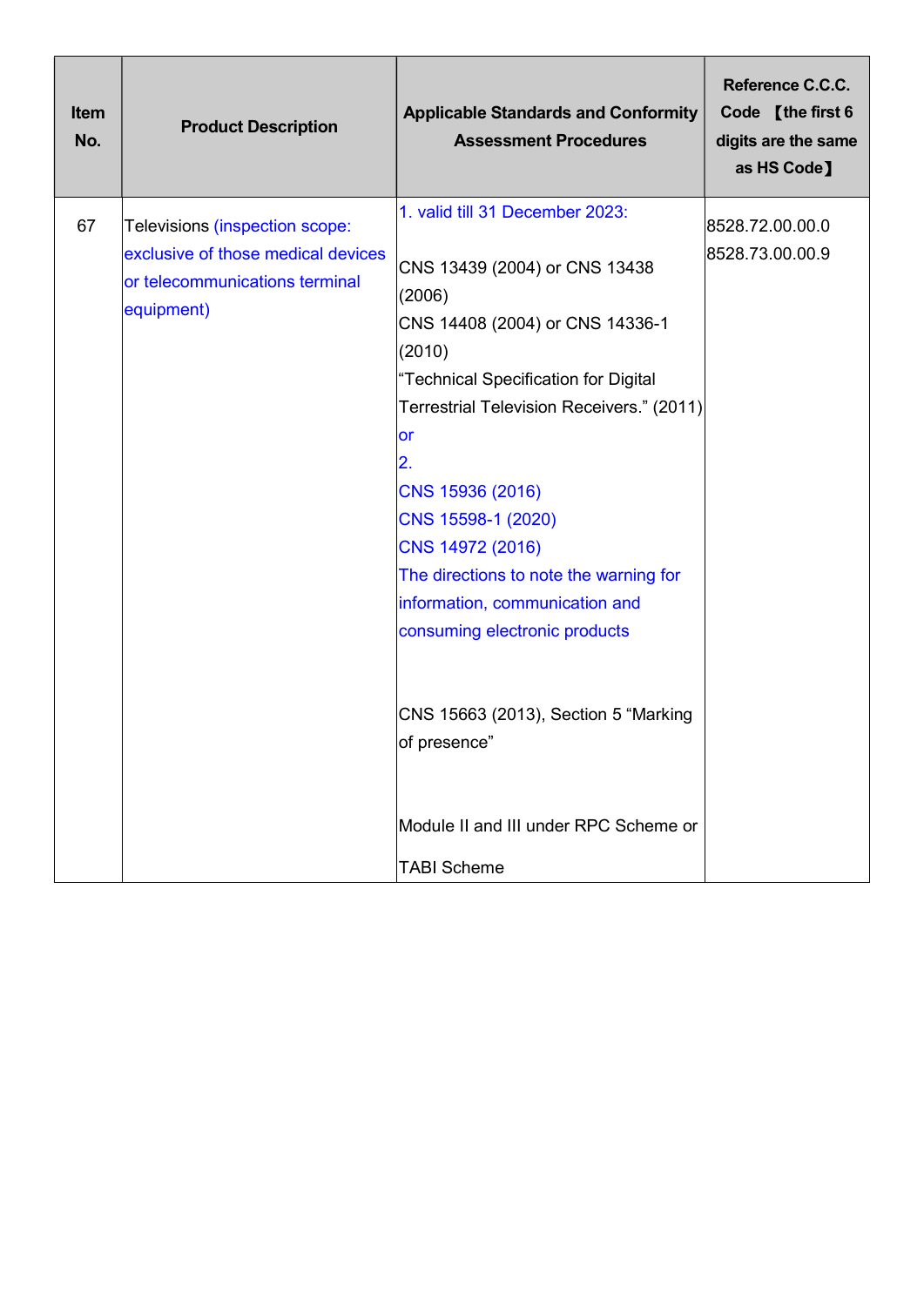| Item No. | Product Description | Applicable Standards and Conformity Assessment Procedures | Reference C.C.C. Code 【the first 6 digits are the same as HS Code】 |
|---|---|---|---|
| 67 | Televisions (inspection scope: exclusive of those medical devices or telecommunications terminal equipment) | 1. valid till 31 December 2023:<br><br>CNS 13439 (2004) or CNS 13438 (2006)<br>CNS 14408 (2004) or CNS 14336-1 (2010)<br>"Technical Specification for Digital Terrestrial Television Receivers." (2011)<br>or<br>2.<br>CNS 15936 (2016)<br>CNS 15598-1 (2020)<br>CNS 14972 (2016)<br>The directions to note the warning for information, communication and consuming electronic products<br><br>CNS 15663 (2013), Section 5 "Marking of presence"<br><br>Module II and III under RPC Scheme or<br><br>TABI Scheme | 8528.72.00.00.0<br>8528.73.00.00.9 |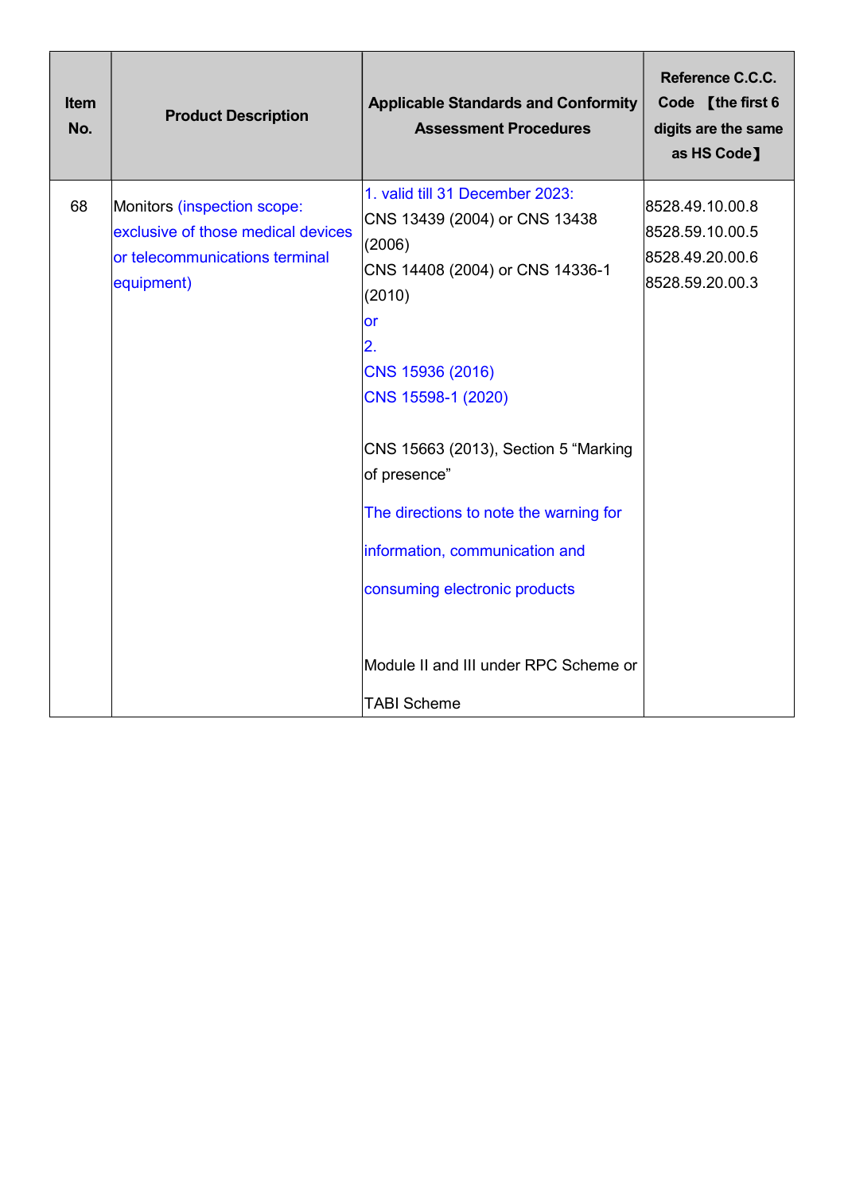| Item No. | Product Description | Applicable Standards and Conformity Assessment Procedures | Reference C.C.C. Code 【the first 6 digits are the same as HS Code】 |
|---|---|---|---|
| 68 | Monitors (inspection scope: exclusive of those medical devices or telecommunications terminal equipment) | 1. valid till 31 December 2023:<br>CNS 13439 (2004) or CNS 13438 (2006)<br>CNS 14408 (2004) or CNS 14336-1 (2010)<br>or<br>2.<br>CNS 15936 (2016)<br>CNS 15598-1 (2020)<br><br>CNS 15663 (2013), Section 5 “Marking of presence”<br><br>The directions to note the warning for information, communication and consuming electronic products<br><br>Module II and III under RPC Scheme or TABI Scheme | 8528.49.10.00.8<br>8528.59.10.00.5<br>8528.49.20.00.6<br>8528.59.20.00.3 |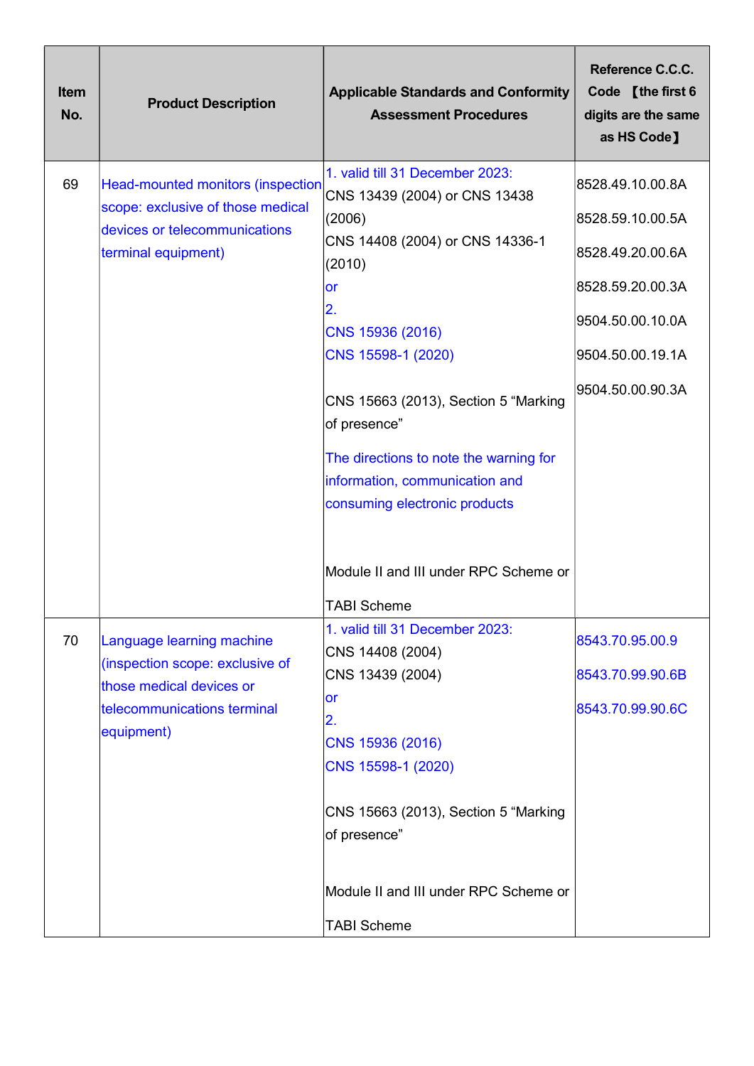| Item No. | Product Description | Applicable Standards and Conformity Assessment Procedures | Reference C.C.C. Code 【the first 6 digits are the same as HS Code】 |
|---|---|---|---|
| 69 | Head-mounted monitors (inspection scope: exclusive of those medical devices or telecommunications terminal equipment) | 1. valid till 31 December 2023:<br>CNS 13439 (2004) or CNS 13438 (2006)<br>CNS 14408 (2004) or CNS 14336-1 (2010)<br>or<br>2.<br>CNS 15936 (2016)<br>CNS 15598-1 (2020)<br><br>CNS 15663 (2013), Section 5 "Marking of presence"<br><br>The directions to note the warning for information, communication and consuming electronic products<br><br>Module II and III under RPC Scheme or<br><br>TABI Scheme | 8528.49.10.00.8A<br>8528.59.10.00.5A<br>8528.49.20.00.6A<br>8528.59.20.00.3A<br>9504.50.00.10.0A<br>9504.50.00.19.1A<br>9504.50.00.90.3A |
| 70 | Language learning machine (inspection scope: exclusive of those medical devices or telecommunications terminal equipment) | 1. valid till 31 December 2023:<br>CNS 14408 (2004)<br>CNS 13439 (2004)<br>or<br>2.<br>CNS 15936 (2016)<br>CNS 15598-1 (2020)<br><br>CNS 15663 (2013), Section 5 "Marking of presence"<br><br>Module II and III under RPC Scheme or<br><br>TABI Scheme | 8543.70.95.00.9<br>8543.70.99.90.6B<br>8543.70.99.90.6C |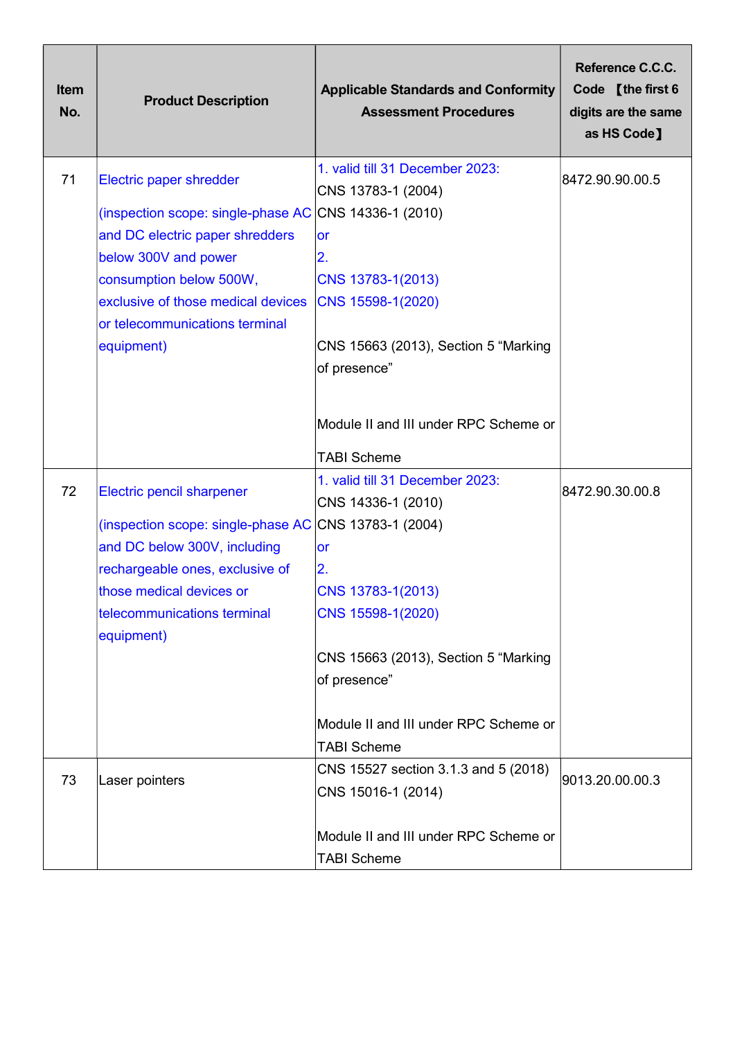| Item No. | Product Description | Applicable Standards and Conformity Assessment Procedures | Reference C.C.C. Code 【the first 6 digits are the same as HS Code】 |
|---|---|---|---|
| 71 | Electric paper shredder<br><br>(inspection scope: single-phase AC and DC electric paper shredders below 300V and power consumption below 500W, exclusive of those medical devices or telecommunications terminal equipment) | 1. valid till 31 December 2023:<br>CNS 13783-1 (2004)<br>CNS 14336-1 (2010)<br>or<br>2.<br>CNS 13783-1(2013)<br>CNS 15598-1(2020)<br><br>CNS 15663 (2013), Section 5 “Marking of presence”<br><br>Module II and III under RPC Scheme or TABI Scheme | 8472.90.90.00.5 |
| 72 | Electric pencil sharpener<br><br>(inspection scope: single-phase AC and DC below 300V, including rechargeable ones, exclusive of those medical devices or telecommunications terminal equipment) | 1. valid till 31 December 2023:<br>CNS 14336-1 (2010)<br>CNS 13783-1 (2004)<br>or<br>2.<br>CNS 13783-1(2013)<br>CNS 15598-1(2020)<br><br>CNS 15663 (2013), Section 5 “Marking of presence”<br><br>Module II and III under RPC Scheme or TABI Scheme | 8472.90.30.00.8 |
| 73 | Laser pointers | CNS 15527 section 3.1.3 and 5 (2018)<br>CNS 15016-1 (2014)<br><br>Module II and III under RPC Scheme or TABI Scheme | 9013.20.00.00.3 |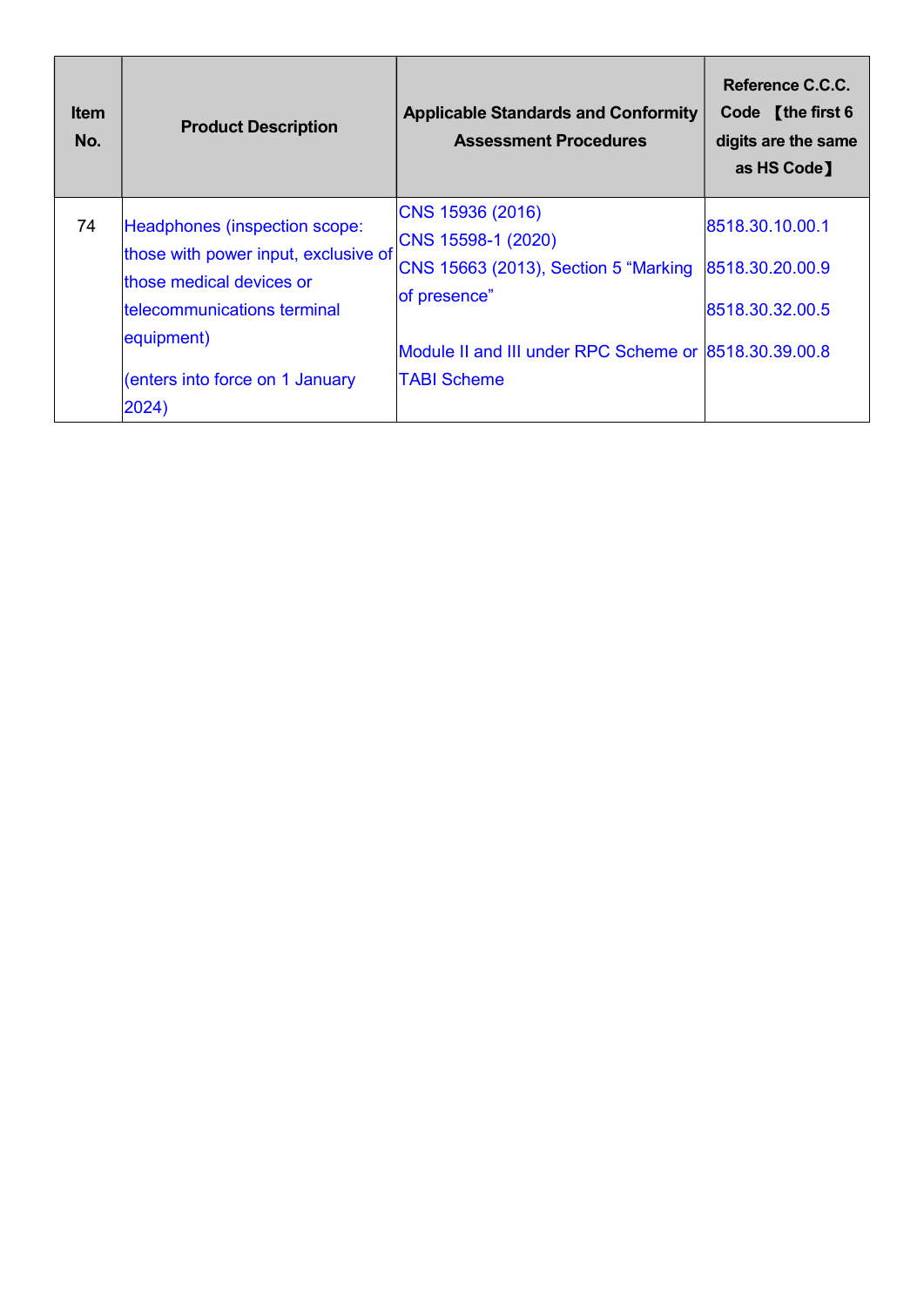| Item No. | Product Description | Applicable Standards and Conformity Assessment Procedures | Reference C.C.C. Code 【the first 6 digits are the same as HS Code】 |
|---|---|---|---|
| 74 | Headphones (inspection scope: those with power input, exclusive of those medical devices or telecommunications terminal equipment)<br><br>(enters into force on 1 January 2024) | CNS 15936 (2016)<br>CNS 15598-1 (2020)<br>CNS 15663 (2013), Section 5 "Marking of presence"<br><br>Module II and III under RPC Scheme or TABI Scheme | 8518.30.10.00.1<br><br>8518.30.20.00.9<br><br>8518.30.32.00.5<br><br>8518.30.39.00.8 |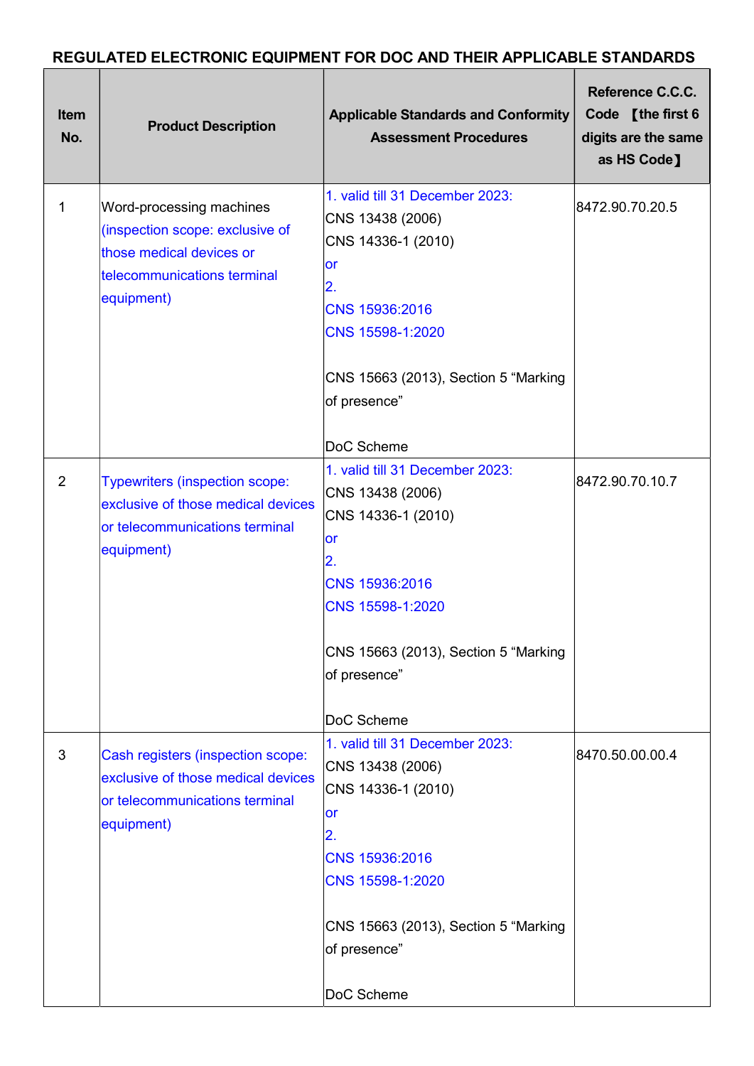**REGULATED ELECTRONIC EQUIPMENT FOR DOC AND THEIR APPLICABLE STANDARDS**

| Item No. | Product Description | Applicable Standards and Conformity Assessment Procedures | Reference C.C.C. Code 【the first 6 digits are the same as HS Code】 |
|---|---|---|---|
| 1 | Word-processing machines (inspection scope: exclusive of those medical devices or telecommunications terminal equipment) | 1. valid till 31 December 2023:<br>CNS 13438 (2006)<br>CNS 14336-1 (2010)<br>or<br>2.<br>CNS 15936:2016<br>CNS 15598-1:2020<br><br>CNS 15663 (2013), Section 5 "Marking of presence"<br><br>DoC Scheme | 8472.90.70.20.5 |
| 2 | Typewriters (inspection scope: exclusive of those medical devices or telecommunications terminal equipment) | 1. valid till 31 December 2023:<br>CNS 13438 (2006)<br>CNS 14336-1 (2010)<br>or<br>2.<br>CNS 15936:2016<br>CNS 15598-1:2020<br><br>CNS 15663 (2013), Section 5 "Marking of presence"<br><br>DoC Scheme | 8472.90.70.10.7 |
| 3 | Cash registers (inspection scope: exclusive of those medical devices or telecommunications terminal equipment) | 1. valid till 31 December 2023:<br>CNS 13438 (2006)<br>CNS 14336-1 (2010)<br>or<br>2.<br>CNS 15936:2016<br>CNS 15598-1:2020<br><br>CNS 15663 (2013), Section 5 "Marking of presence"<br><br>DoC Scheme | 8470.50.00.00.4 |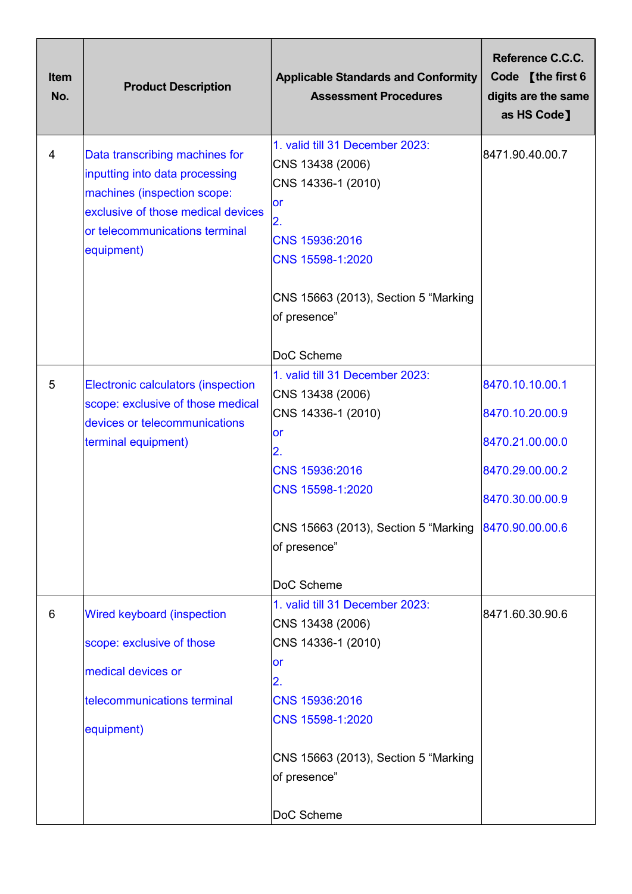| Item No. | Product Description | Applicable Standards and Conformity Assessment Procedures | Reference C.C.C. Code 【the first 6 digits are the same as HS Code】 |
|---|---|---|---|
| 4 | Data transcribing machines for inputting into data processing machines (inspection scope: exclusive of those medical devices or telecommunications terminal equipment) | 1. valid till 31 December 2023:<br>CNS 13438 (2006)<br>CNS 14336-1 (2010)<br>or<br>2.<br>CNS 15936:2016<br>CNS 15598-1:2020<br><br>CNS 15663 (2013), Section 5 "Marking of presence"<br><br>DoC Scheme | 8471.90.40.00.7 |
| 5 | Electronic calculators (inspection scope: exclusive of those medical devices or telecommunications terminal equipment) | 1. valid till 31 December 2023:<br>CNS 13438 (2006)<br>CNS 14336-1 (2010)<br>or<br>2.<br>CNS 15936:2016<br>CNS 15598-1:2020<br><br>CNS 15663 (2013), Section 5 "Marking of presence"<br><br>DoC Scheme | 8470.10.10.00.1<br>8470.10.20.00.9<br>8470.21.00.00.0<br>8470.29.00.00.2<br>8470.30.00.00.9<br>8470.90.00.00.6 |
| 6 | Wired keyboard (inspection scope: exclusive of those medical devices or telecommunications terminal equipment) | 1. valid till 31 December 2023:<br>CNS 13438 (2006)<br>CNS 14336-1 (2010)<br>or<br>2.<br>CNS 15936:2016<br>CNS 15598-1:2020<br><br>CNS 15663 (2013), Section 5 "Marking of presence"<br><br>DoC Scheme | 8471.60.30.90.6 |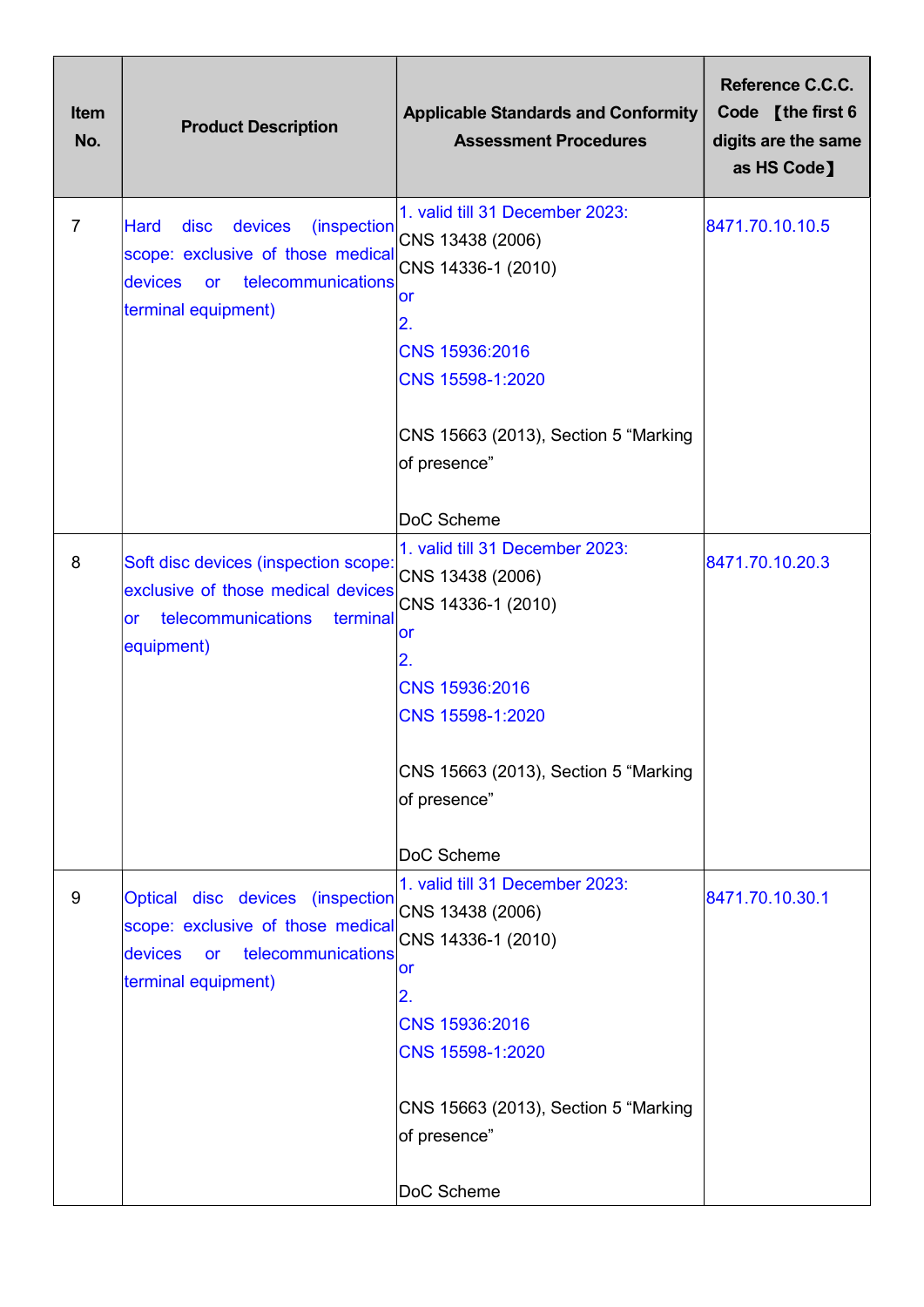| Item No. | Product Description | Applicable Standards and Conformity Assessment Procedures | Reference C.C.C. Code 【the first 6 digits are the same as HS Code】 |
|---|---|---|---|
| 7 | Hard disc devices (inspection scope: exclusive of those medical devices or telecommunications terminal equipment) | 1. valid till 31 December 2023:<br>CNS 13438 (2006)<br>CNS 14336-1 (2010)<br>or<br>2.<br>CNS 15936:2016<br>CNS 15598-1:2020<br><br>CNS 15663 (2013), Section 5 “Marking of presence”<br><br>DoC Scheme | 8471.70.10.10.5 |
| 8 | Soft disc devices (inspection scope: exclusive of those medical devices or telecommunications terminal equipment) | 1. valid till 31 December 2023:<br>CNS 13438 (2006)<br>CNS 14336-1 (2010)<br>or<br>2.<br>CNS 15936:2016<br>CNS 15598-1:2020<br><br>CNS 15663 (2013), Section 5 “Marking of presence”<br><br>DoC Scheme | 8471.70.10.20.3 |
| 9 | Optical disc devices (inspection scope: exclusive of those medical devices or telecommunications terminal equipment) | 1. valid till 31 December 2023:<br>CNS 13438 (2006)<br>CNS 14336-1 (2010)<br>or<br>2.<br>CNS 15936:2016<br>CNS 15598-1:2020<br><br>CNS 15663 (2013), Section 5 “Marking of presence”<br><br>DoC Scheme | 8471.70.10.30.1 |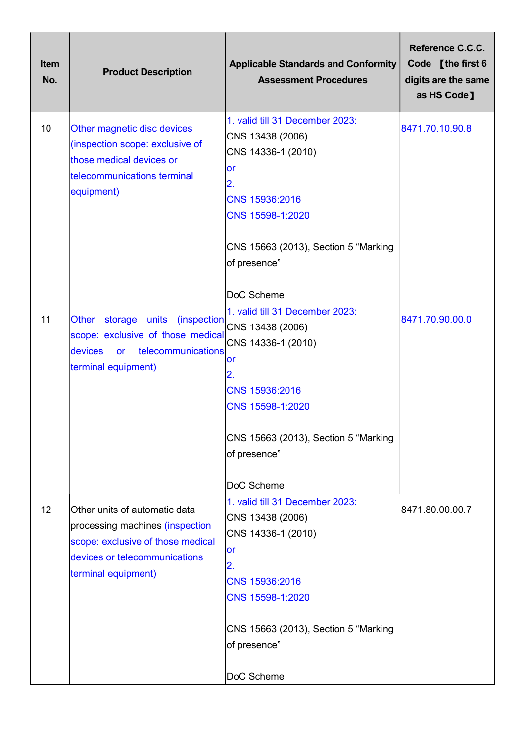| Item No. | Product Description | Applicable Standards and Conformity Assessment Procedures | Reference C.C.C. Code 【the first 6 digits are the same as HS Code】 |
|---|---|---|---|
| 10 | Other magnetic disc devices (inspection scope: exclusive of those medical devices or telecommunications terminal equipment) | 1. valid till 31 December 2023:<br>CNS 13438 (2006)<br>CNS 14336-1 (2010)<br>or<br>2.<br>CNS 15936:2016<br>CNS 15598-1:2020<br><br>CNS 15663 (2013), Section 5 "Marking of presence"<br><br>DoC Scheme | 8471.70.10.90.8 |
| 11 | Other storage units (inspection scope: exclusive of those medical devices or telecommunications terminal equipment) | 1. valid till 31 December 2023:<br>CNS 13438 (2006)<br>CNS 14336-1 (2010)<br>or<br>2.<br>CNS 15936:2016<br>CNS 15598-1:2020<br><br>CNS 15663 (2013), Section 5 "Marking of presence"<br><br>DoC Scheme | 8471.70.90.00.0 |
| 12 | Other units of automatic data processing machines (inspection scope: exclusive of those medical devices or telecommunications terminal equipment) | 1. valid till 31 December 2023:<br>CNS 13438 (2006)<br>CNS 14336-1 (2010)<br>or<br>2.<br>CNS 15936:2016<br>CNS 15598-1:2020<br><br>CNS 15663 (2013), Section 5 "Marking of presence"<br><br>DoC Scheme | 8471.80.00.00.7 |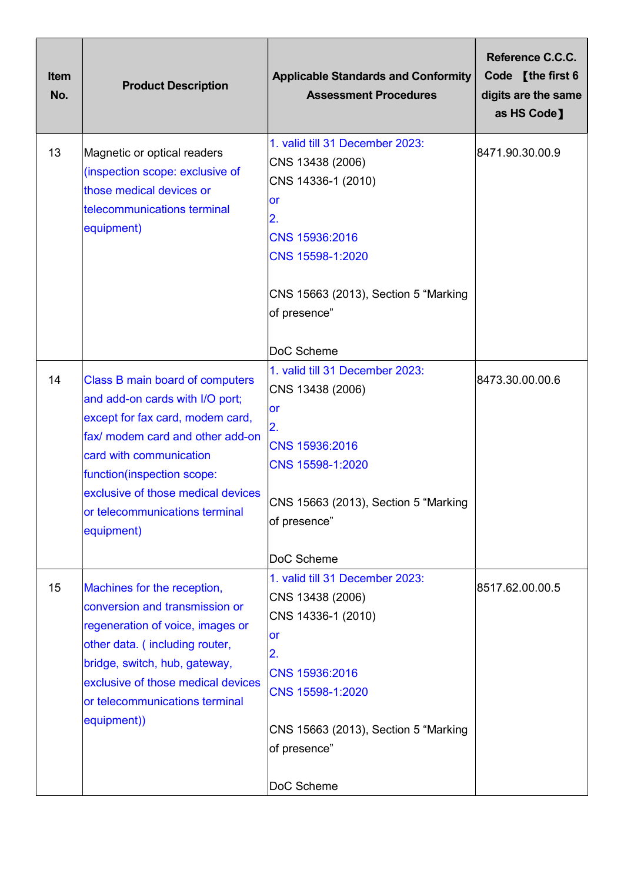| Item No. | Product Description | Applicable Standards and Conformity Assessment Procedures | Reference C.C.C. Code 【the first 6 digits are the same as HS Code】 |
|---|---|---|---|
| 13 | Magnetic or optical readers (inspection scope: exclusive of those medical devices or telecommunications terminal equipment) | 1. valid till 31 December 2023:<br>CNS 13438 (2006)<br>CNS 14336-1 (2010)<br>or<br>2.<br>CNS 15936:2016<br>CNS 15598-1:2020<br><br>CNS 15663 (2013), Section 5 “Marking of presence”<br><br>DoC Scheme | 8471.90.30.00.9 |
| 14 | Class B main board of computers and add-on cards with I/O port; except for fax card, modem card, fax/ modem card and other add-on card with communication function(inspection scope: exclusive of those medical devices or telecommunications terminal equipment) | 1. valid till 31 December 2023:<br>CNS 13438 (2006)<br>or<br>2.<br>CNS 15936:2016<br>CNS 15598-1:2020<br><br>CNS 15663 (2013), Section 5 “Marking of presence”<br><br>DoC Scheme | 8473.30.00.00.6 |
| 15 | Machines for the reception, conversion and transmission or regeneration of voice, images or other data. ( including router, bridge, switch, hub, gateway, exclusive of those medical devices or telecommunications terminal equipment)) | 1. valid till 31 December 2023:<br>CNS 13438 (2006)<br>CNS 14336-1 (2010)<br>or<br>2.<br>CNS 15936:2016<br>CNS 15598-1:2020<br><br>CNS 15663 (2013), Section 5 “Marking of presence”<br><br>DoC Scheme | 8517.62.00.00.5 |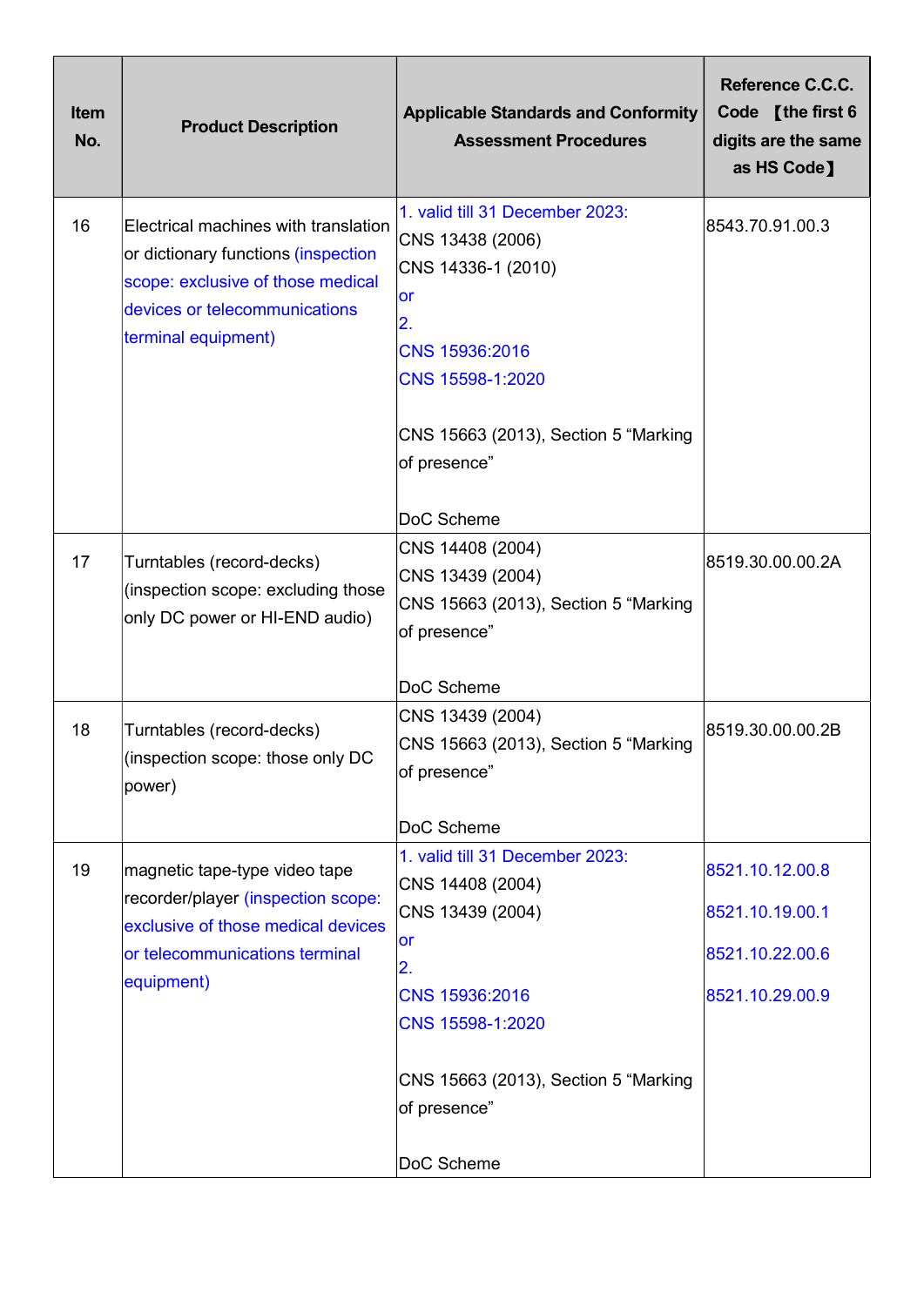| Item No. | Product Description | Applicable Standards and Conformity Assessment Procedures | Reference C.C.C. Code 【the first 6 digits are the same as HS Code】 |
|---|---|---|---|
| 16 | Electrical machines with translation or dictionary functions (inspection scope: exclusive of those medical devices or telecommunications terminal equipment) | 1. valid till 31 December 2023:<br>CNS 13438 (2006)<br>CNS 14336-1 (2010)<br>or<br>2.<br>CNS 15936:2016<br>CNS 15598-1:2020<br><br>CNS 15663 (2013), Section 5 "Marking of presence"<br><br>DoC Scheme | 8543.70.91.00.3 |
| 17 | Turntables (record-decks) (inspection scope: excluding those only DC power or HI-END audio) | CNS 14408 (2004)<br>CNS 13439 (2004)<br>CNS 15663 (2013), Section 5 "Marking of presence"<br><br>DoC Scheme | 8519.30.00.00.2A |
| 18 | Turntables (record-decks) (inspection scope: those only DC power) | CNS 13439 (2004)<br>CNS 15663 (2013), Section 5 "Marking of presence"<br><br>DoC Scheme | 8519.30.00.00.2B |
| 19 | magnetic tape-type video tape recorder/player (inspection scope: exclusive of those medical devices or telecommunications terminal equipment) | 1. valid till 31 December 2023:<br>CNS 14408 (2004)<br>CNS 13439 (2004)<br>or<br>2.<br>CNS 15936:2016<br>CNS 15598-1:2020<br><br>CNS 15663 (2013), Section 5 "Marking of presence"<br><br>DoC Scheme | 8521.10.12.00.8<br>8521.10.19.00.1<br>8521.10.22.00.6<br>8521.10.29.00.9 |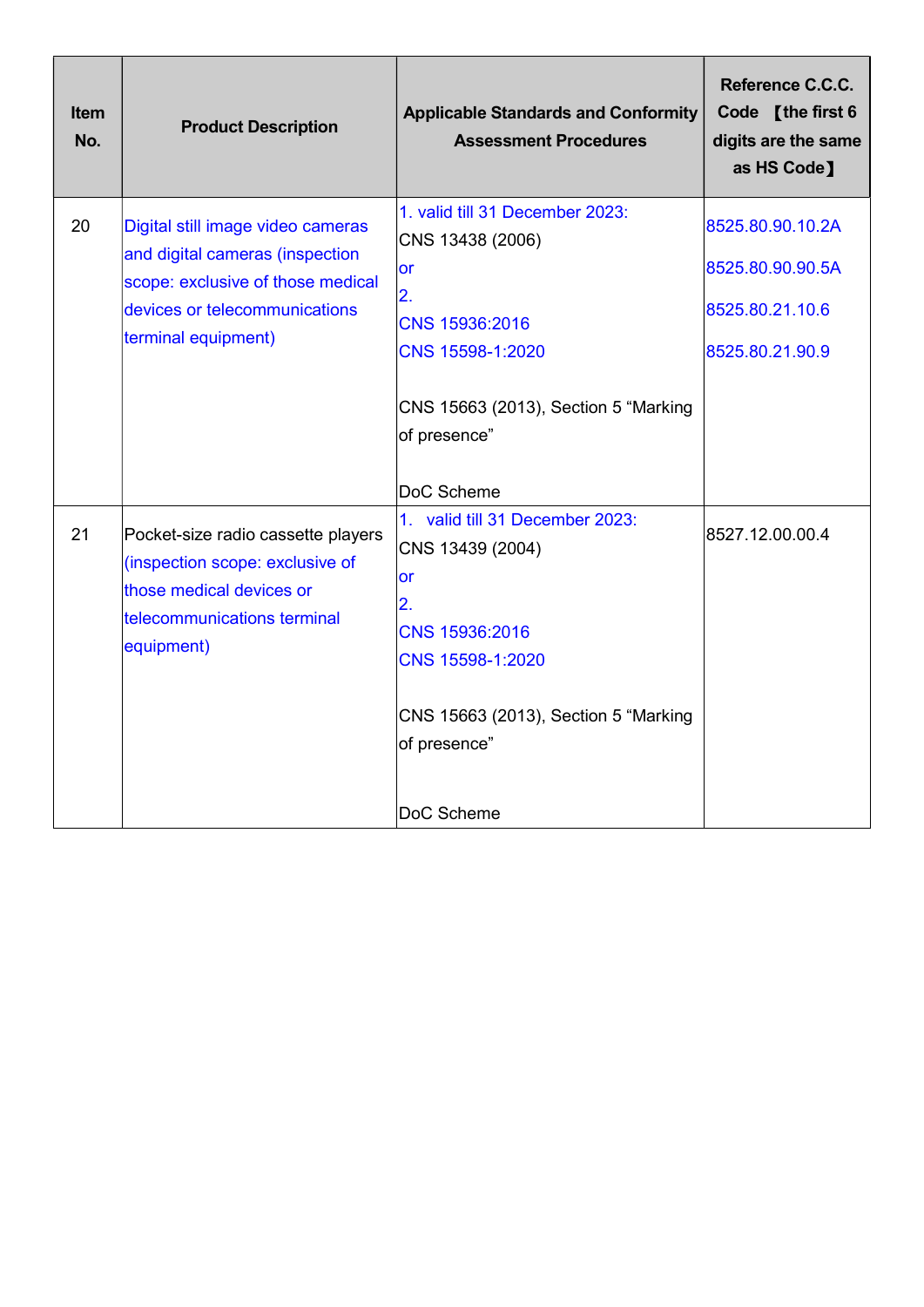| Item No. | Product Description | Applicable Standards and Conformity Assessment Procedures | Reference C.C.C. Code 【the first 6 digits are the same as HS Code】 |
|---|---|---|---|
| 20 | Digital still image video cameras and digital cameras (inspection scope: exclusive of those medical devices or telecommunications terminal equipment) | 1. valid till 31 December 2023:<br>CNS 13438 (2006)<br>or<br>2.<br>CNS 15936:2016<br>CNS 15598-1:2020<br><br>CNS 15663 (2013), Section 5 “Marking of presence”<br><br>DoC Scheme | 8525.80.90.10.2A<br>8525.80.90.90.5A<br>8525.80.21.10.6<br>8525.80.21.90.9 |
| 21 | Pocket-size radio cassette players (inspection scope: exclusive of those medical devices or telecommunications terminal equipment) | 1. valid till 31 December 2023:<br>CNS 13439 (2004)<br>or<br>2.<br>CNS 15936:2016<br>CNS 15598-1:2020<br><br>CNS 15663 (2013), Section 5 “Marking of presence”<br><br>DoC Scheme | 8527.12.00.00.4 |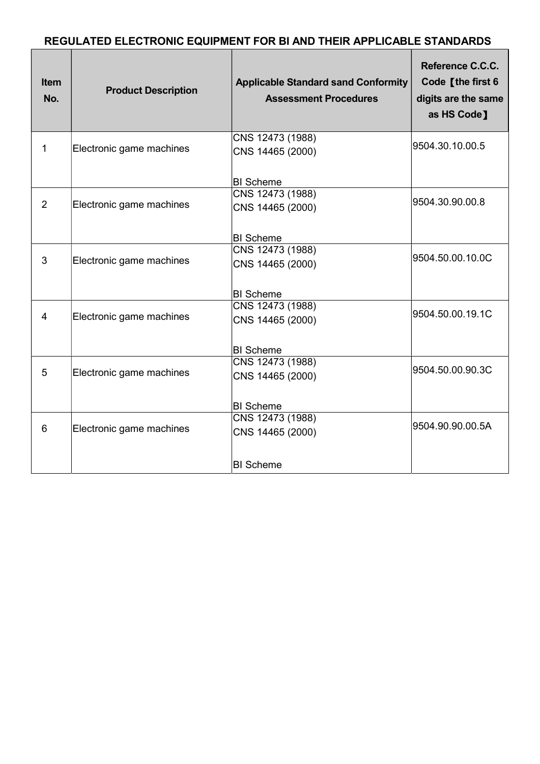**REGULATED ELECTRONIC EQUIPMENT FOR BI AND THEIR APPLICABLE STANDARDS**

| Item No. | Product Description | Applicable Standard sand Conformity Assessment Procedures | Reference C.C.C. Code【the first 6 digits are the same as HS Code】 |
|---|---|---|---|
| 1 | Electronic game machines | CNS 12473 (1988)<br>CNS 14465 (2000)<br><br>BI Scheme | 9504.30.10.00.5 |
| 2 | Electronic game machines | CNS 12473 (1988)<br>CNS 14465 (2000)<br><br>BI Scheme | 9504.30.90.00.8 |
| 3 | Electronic game machines | CNS 12473 (1988)<br>CNS 14465 (2000)<br><br>BI Scheme | 9504.50.00.10.0C |
| 4 | Electronic game machines | CNS 12473 (1988)<br>CNS 14465 (2000)<br><br>BI Scheme | 9504.50.00.19.1C |
| 5 | Electronic game machines | CNS 12473 (1988)<br>CNS 14465 (2000)<br><br>BI Scheme | 9504.50.00.90.3C |
| 6 | Electronic game machines | CNS 12473 (1988)<br>CNS 14465 (2000)<br><br>BI Scheme | 9504.90.90.00.5A |